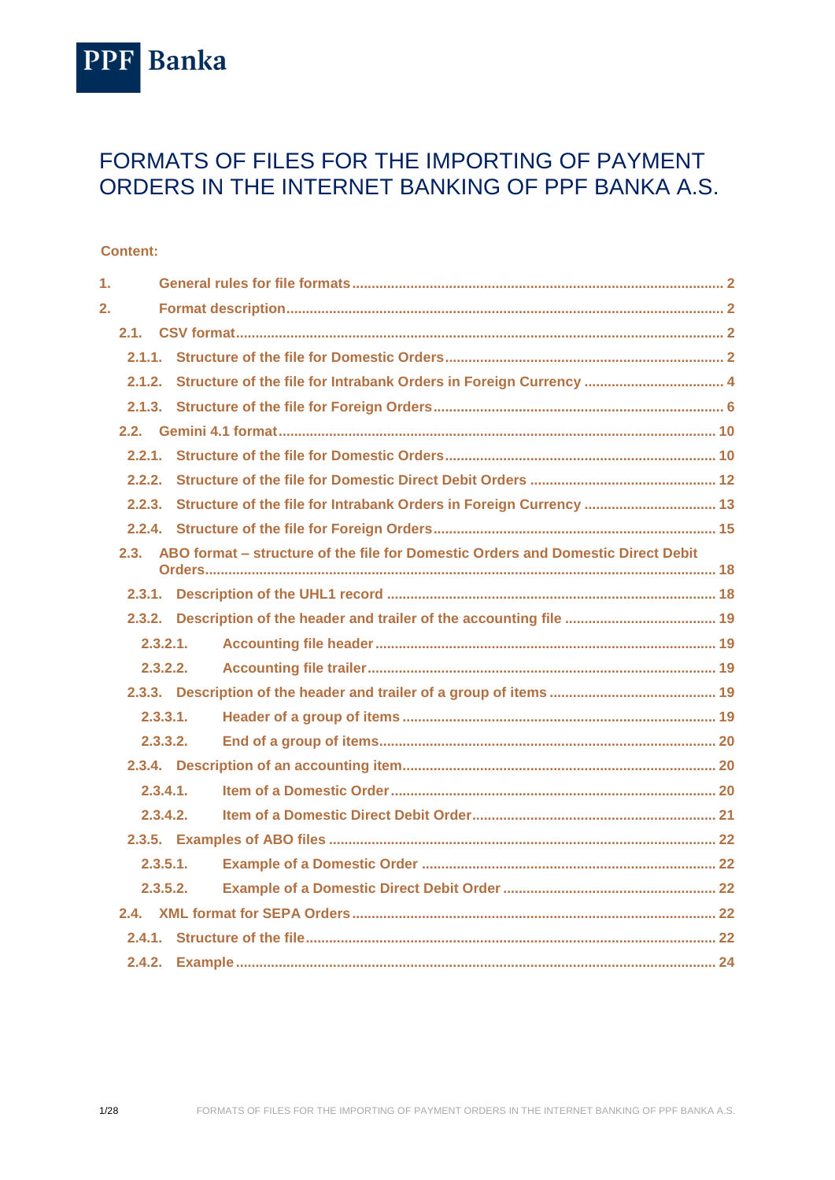PPF Banka

# FORMATS OF FILES FOR THE IMPORTING OF PAYMENT ORDERS IN THE INTERNET BANKING OF PPF BANKA A.S.

**Content:**

- 1. General rules for file formats ..... 2
- 2. Format description ..... 2
  - 2.1. CSV format ..... 2
    - 2.1.1. Structure of the file for Domestic Orders ..... 2
    - 2.1.2. Structure of the file for Intrabank Orders in Foreign Currency ..... 4
    - 2.1.3. Structure of the file for Foreign Orders ..... 6
  - 2.2. Gemini 4.1 format ..... 10
    - 2.2.1. Structure of the file for Domestic Orders ..... 10
    - 2.2.2. Structure of the file for Domestic Direct Debit Orders ..... 12
    - 2.2.3. Structure of the file for Intrabank Orders in Foreign Currency ..... 13
    - 2.2.4. Structure of the file for Foreign Orders ..... 15
  - 2.3. ABO format – structure of the file for Domestic Orders and Domestic Direct Debit Orders ..... 18
    - 2.3.1. Description of the UHL1 record ..... 18
    - 2.3.2. Description of the header and trailer of the accounting file ..... 19
      - 2.3.2.1. Accounting file header ..... 19
      - 2.3.2.2. Accounting file trailer ..... 19
    - 2.3.3. Description of the header and trailer of a group of items ..... 19
      - 2.3.3.1. Header of a group of items ..... 19
      - 2.3.3.2. End of a group of items ..... 20
    - 2.3.4. Description of an accounting item ..... 20
      - 2.3.4.1. Item of a Domestic Order ..... 20
      - 2.3.4.2. Item of a Domestic Direct Debit Order ..... 21
    - 2.3.5. Examples of ABO files ..... 22
      - 2.3.5.1. Example of a Domestic Order ..... 22
      - 2.3.5.2. Example of a Domestic Direct Debit Order ..... 22
  - 2.4. XML format for SEPA Orders ..... 22
    - 2.4.1. Structure of the file ..... 22
    - 2.4.2. Example ..... 24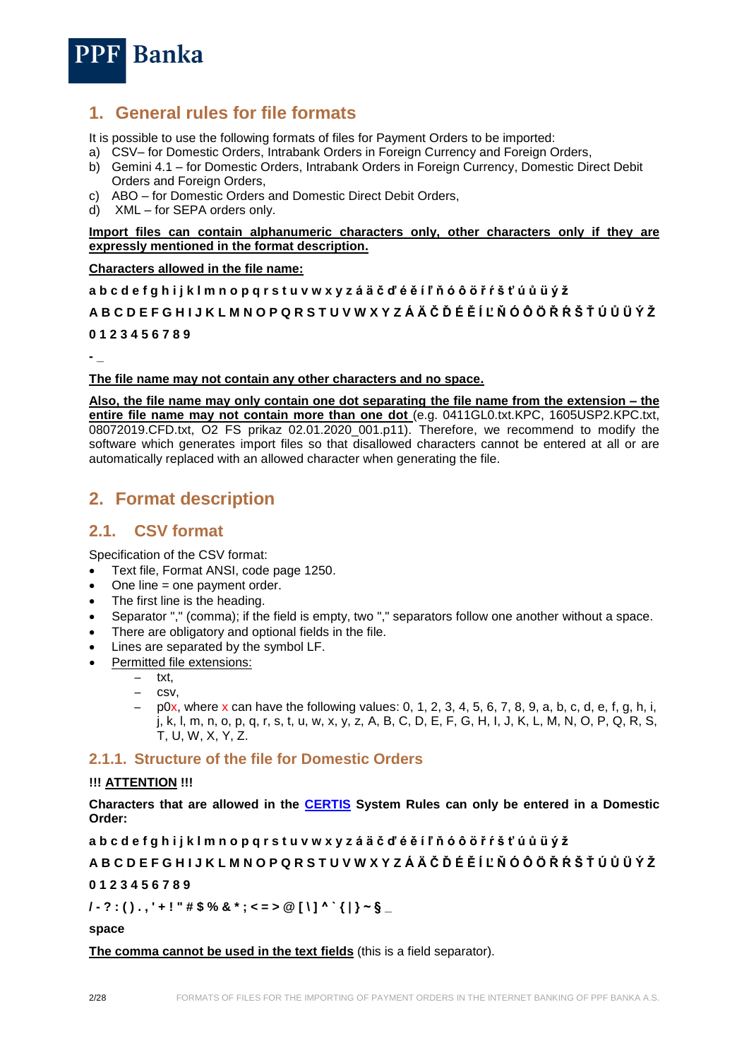# 1. General rules for file formats

It is possible to use the following formats of files for Payment Orders to be imported:

a) CSV– for Domestic Orders, Intrabank Orders in Foreign Currency and Foreign Orders,
b) Gemini 4.1 – for Domestic Orders, Intrabank Orders in Foreign Currency, Domestic Direct Debit Orders and Foreign Orders,
c) ABO – for Domestic Orders and Domestic Direct Debit Orders,
d) XML – for SEPA orders only.

**<u>Import files can contain alphanumeric characters only, other characters only if they are expressly mentioned in the format description.</u>**

**<u>Characters allowed in the file name:</u>**

**a b c d e f g h i j k l m n o p q r s t u v w x y z á ä č ď é ě í ľ ň ó ô ö ř ŕ š ť ú ů ü ý ž**

**A B C D E F G H I J K L M N O P Q R S T U V W X Y Z Á Ä Č Ď É Ě Í Ľ Ň Ó Ô Ö Ř Ŕ Š Ť Ú Ů Ü Ý Ž**

**0 1 2 3 4 5 6 7 8 9**

**- _**

**<u>The file name may not contain any other characters and no space.</u>**

**<u>Also, the file name may only contain one dot separating the file name from the extension – the entire file name may not contain more than one dot</u>** (e.g. 0411GL0.txt.KPC, 1605USP2.KPC.txt, 08072019.CFD.txt, O2 FS prikaz 02.01.2020_001.p11). Therefore, we recommend to modify the software which generates import files so that disallowed characters cannot be entered at all or are automatically replaced with an allowed character when generating the file.

# 2. Format description

## 2.1. CSV format

Specification of the CSV format:

- Text file, Format ANSI, code page 1250.
- One line = one payment order.
- The first line is the heading.
- Separator "," (comma); if the field is empty, two "," separators follow one another without a space.
- There are obligatory and optional fields in the file.
- Lines are separated by the symbol LF.
- <u>Permitted file extensions:</u>
  - txt,
  - csv,
  - p0x, where x can have the following values: 0, 1, 2, 3, 4, 5, 6, 7, 8, 9, a, b, c, d, e, f, g, h, i, j, k, l, m, n, o, p, q, r, s, t, u, w, x, y, z, A, B, C, D, E, F, G, H, I, J, K, L, M, N, O, P, Q, R, S, T, U, W, X, Y, Z.

### 2.1.1. Structure of the file for Domestic Orders

**!!! <u>ATTENTION</u> !!!**

**Characters that are allowed in the <u>CERTIS</u> System Rules can only be entered in a Domestic Order:**

**a b c d e f g h i j k l m n o p q r s t u v w x y z á ä č ď é ě í ľ ň ó ô ö ř ŕ š ť ú ů ü ý ž**

**A B C D E F G H I J K L M N O P Q R S T U V W X Y Z Á Ä Č Ď É Ě Í Ľ Ň Ó Ô Ö Ř Ŕ Š Ť Ú Ů Ü Ý Ž**

**0 1 2 3 4 5 6 7 8 9**

***/ - ? : ( ) . , ' + ! " # $ % & * ; < = > @ [ \ ] ^ ` { | } ~ § _***

**space**

**<u>The comma cannot be used in the text fields</u>** (this is a field separator).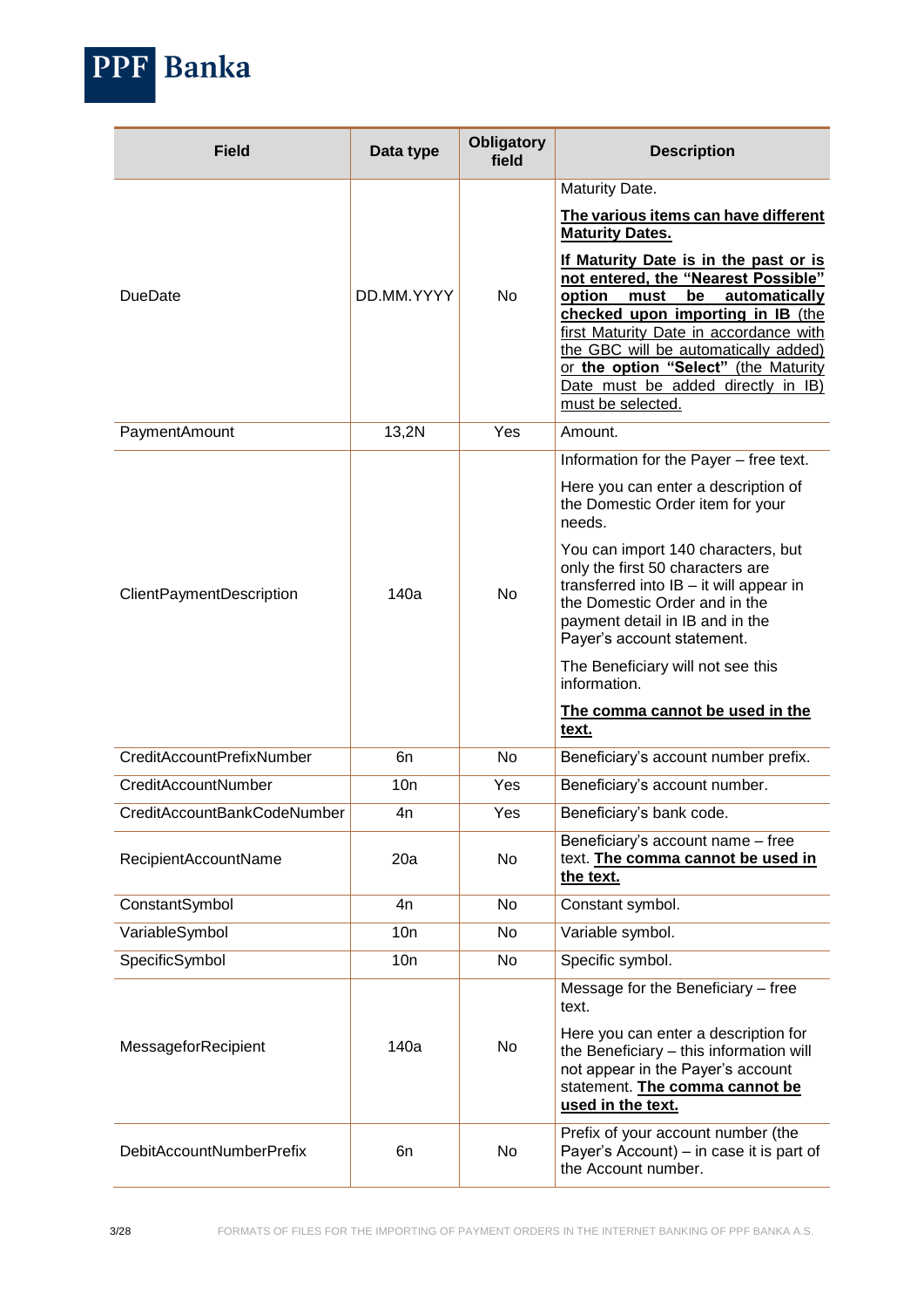| Field | Data type | Obligatory field | Description |
|---|---|---|---|
| DueDate | DD.MM.YYYY | No | Maturity Date.<br><br>**The various items can have different Maturity Dates.**<br><br>**If Maturity Date is in the past or is not entered, the "Nearest Possible" option must be automatically checked upon importing in IB** (the first Maturity Date in accordance with the GBC will be automatically added) or **the option "Select"** (the Maturity Date must be added directly in IB) must be selected. |
| PaymentAmount | 13,2N | Yes | Amount. |
| ClientPaymentDescription | 140a | No | Information for the Payer – free text.<br><br>Here you can enter a description of the Domestic Order item for your needs.<br><br>You can import 140 characters, but only the first 50 characters are transferred into IB – it will appear in the Domestic Order and in the payment detail in IB and in the Payer's account statement.<br><br>The Beneficiary will not see this information.<br><br>**The comma cannot be used in the text.** |
| CreditAccountPrefixNumber | 6n | No | Beneficiary's account number prefix. |
| CreditAccountNumber | 10n | Yes | Beneficiary's account number. |
| CreditAccountBankCodeNumber | 4n | Yes | Beneficiary's bank code. |
| RecipientAccountName | 20a | No | Beneficiary's account name – free text. **The comma cannot be used in the text.** |
| ConstantSymbol | 4n | No | Constant symbol. |
| VariableSymbol | 10n | No | Variable symbol. |
| SpecificSymbol | 10n | No | Specific symbol. |
| MessageforRecipient | 140a | No | Message for the Beneficiary – free text.<br><br>Here you can enter a description for the Beneficiary – this information will not appear in the Payer's account statement. **The comma cannot be used in the text.** |
| DebitAccountNumberPrefix | 6n | No | Prefix of your account number (the Payer's Account) – in case it is part of the Account number. |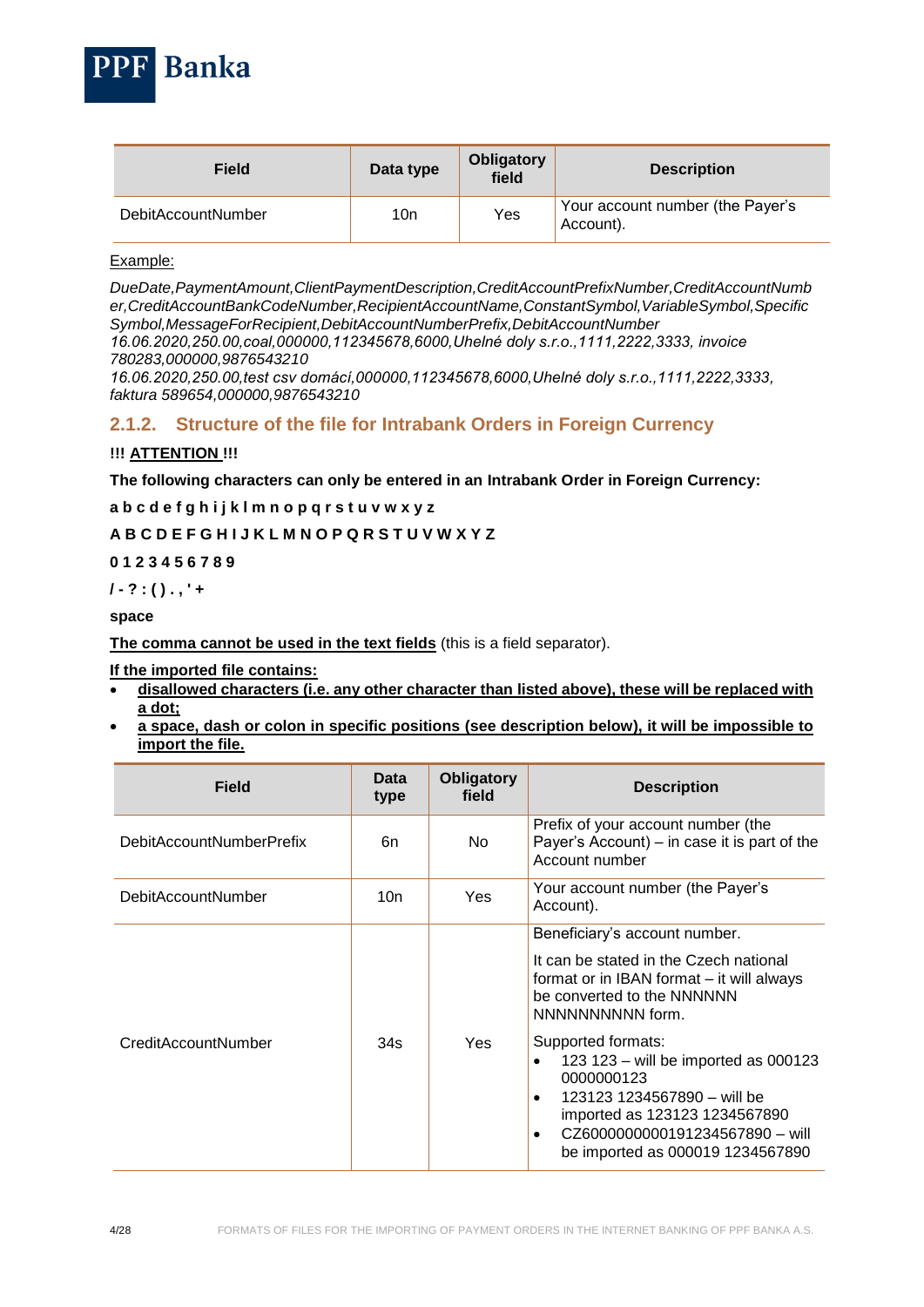| Field | Data type | Obligatory field | Description |
|---|---|---|---|
| DebitAccountNumber | 10n | Yes | Your account number (the Payer's Account). |

Example:

*DueDate,PaymentAmount,ClientPaymentDescription,CreditAccountPrefixNumber,CreditAccountNumber,CreditAccountBankCodeNumber,RecipientAccountName,ConstantSymbol,VariableSymbol,Specific Symbol,MessageForRecipient,DebitAccountNumberPrefix,DebitAccountNumber*
*16.06.2020,250.00,coal,000000,112345678,6000,Uhelné doly s.r.o.,1111,2222,3333, invoice 780283,000000,9876543210*
*16.06.2020,250.00,test csv domácí,000000,112345678,6000,Uhelné doly s.r.o.,1111,2222,3333, faktura 589654,000000,9876543210*

### 2.1.2. Structure of the file for Intrabank Orders in Foreign Currency

**!!! ATTENTION !!!**

**The following characters can only be entered in an Intrabank Order in Foreign Currency:**

**a b c d e f g h i j k l m n o p q r s t u v w x y z**

**A B C D E F G H I J K L M N O P Q R S T U V W X Y Z**

**0 1 2 3 4 5 6 7 8 9**

**/ - ? : ( ) . , ' +**

**space**

**The comma cannot be used in the text fields** (this is a field separator).

**If the imported file contains:**

- **disallowed characters (i.e. any other character than listed above), these will be replaced with a dot;**
- **a space, dash or colon in specific positions (see description below), it will be impossible to import the file.**

| Field | Data type | Obligatory field | Description |
|---|---|---|---|
| DebitAccountNumberPrefix | 6n | No | Prefix of your account number (the Payer's Account) – in case it is part of the Account number |
| DebitAccountNumber | 10n | Yes | Your account number (the Payer's Account). |
| CreditAccountNumber | 34s | Yes | Beneficiary's account number.<br><br>It can be stated in the Czech national format or in IBAN format – it will always be converted to the NNNNNN NNNNNNNNNN form.<br><br>Supported formats:<br>• 123 123 – will be imported as 000123 0000000123<br>• 123123 1234567890 – will be imported as 123123 1234567890<br>• CZ6000000000191234567890 – will be imported as 000019 1234567890 |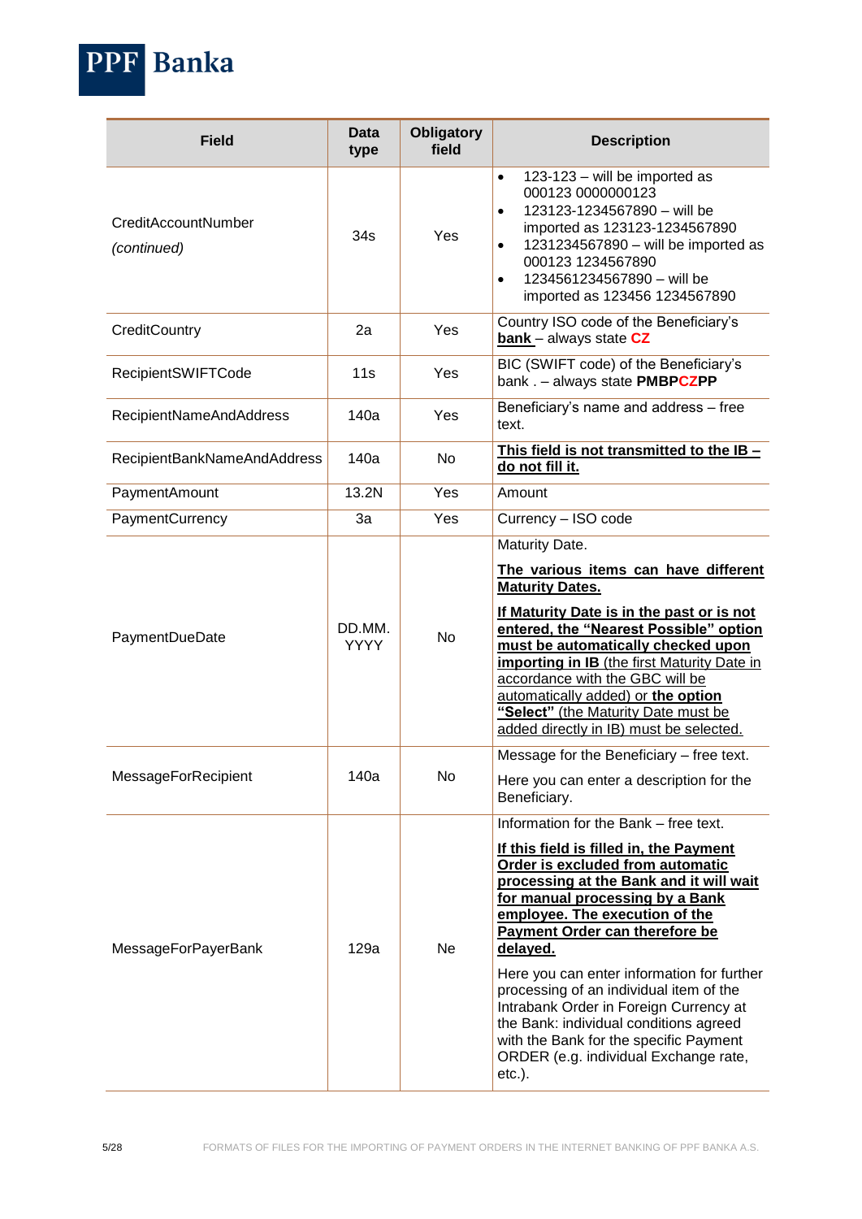| Field | Data type | Obligatory field | Description |
| --- | --- | --- | --- |
| CreditAccountNumber *(continued)* | 34s | Yes | • 123-123 – will be imported as 000123 0000000123<br>• 123123-1234567890 – will be imported as 123123-1234567890<br>• 1231234567890 – will be imported as 000123 1234567890<br>• 1234561234567890 – will be imported as 123456 1234567890 |
| CreditCountry | 2a | Yes | Country ISO code of the Beneficiary's **bank** – always state **CZ** |
| RecipientSWIFTCode | 11s | Yes | BIC (SWIFT code) of the Beneficiary's bank . – always state **PMBPCZPP** |
| RecipientNameAndAddress | 140a | Yes | Beneficiary's name and address – free text. |
| RecipientBankNameAndAddress | 140a | No | **This field is not transmitted to the IB – do not fill it.** |
| PaymentAmount | 13.2N | Yes | Amount |
| PaymentCurrency | 3a | Yes | Currency – ISO code |
| PaymentDueDate | DD.MM. YYYY | No | Maturity Date.<br><br>**The various items can have different Maturity Dates.**<br><br>**If Maturity Date is in the past or is not entered, the "Nearest Possible" option must be automatically checked upon importing in IB** (the first Maturity Date in accordance with the GBC will be automatically added) or **the option "Select"** (the Maturity Date must be added directly in IB) must be selected. |
| MessageForRecipient | 140a | No | Message for the Beneficiary – free text.<br><br>Here you can enter a description for the Beneficiary. |
| MessageForPayerBank | 129a | Ne | Information for the Bank – free text.<br><br>**If this field is filled in, the Payment Order is excluded from automatic processing at the Bank and it will wait for manual processing by a Bank employee. The execution of the Payment Order can therefore be delayed.**<br><br>Here you can enter information for further processing of an individual item of the Intrabank Order in Foreign Currency at the Bank: individual conditions agreed with the Bank for the specific Payment ORDER (e.g. individual Exchange rate, etc.). |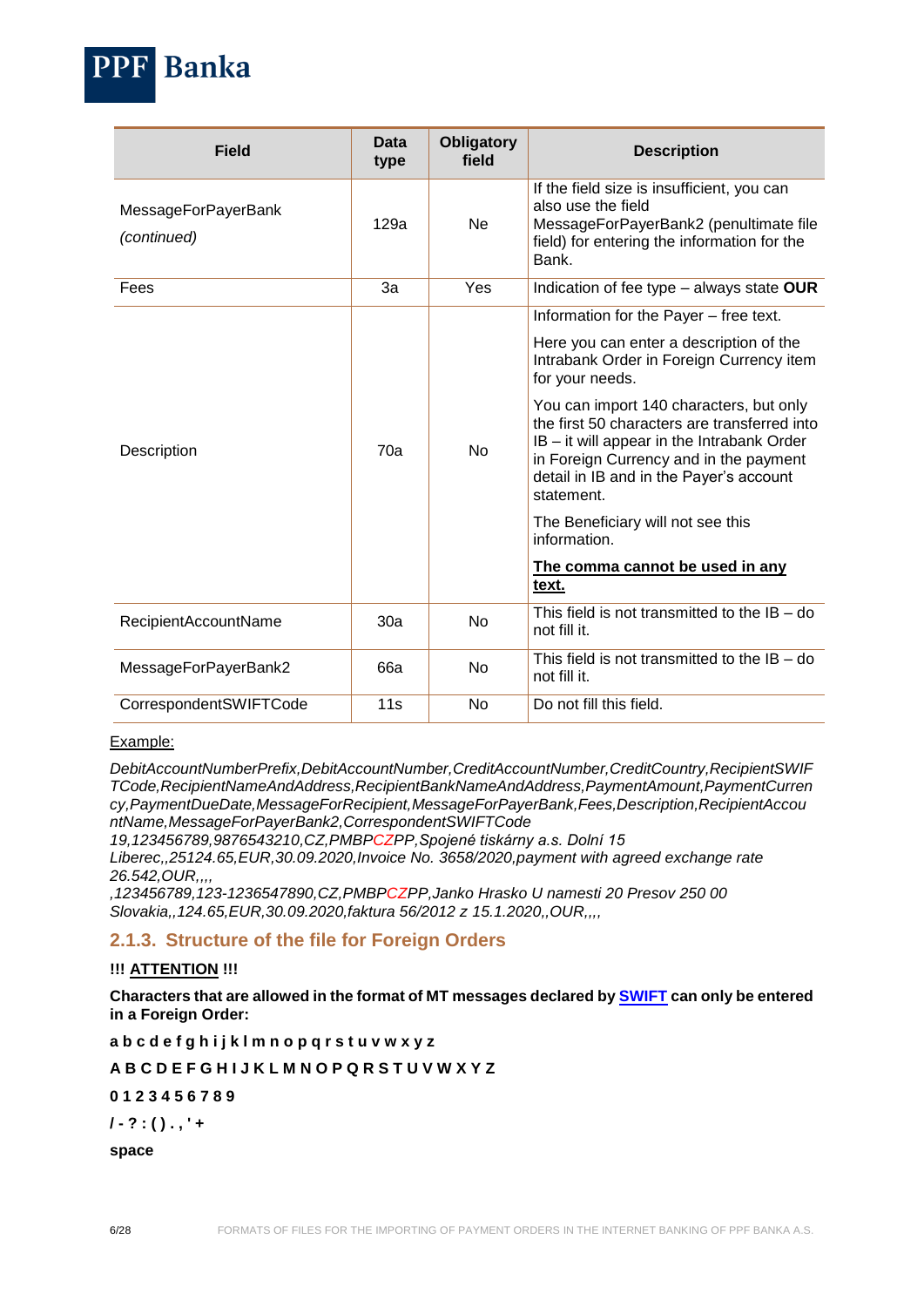| Field | Data type | Obligatory field | Description |
|---|---|---|---|
| MessageForPayerBank *(continued)* | 129a | Ne | If the field size is insufficient, you can also use the field MessageForPayerBank2 (penultimate file field) for entering the information for the Bank. |
| Fees | 3a | Yes | Indication of fee type – always state **OUR** |
| Description | 70a | No | Information for the Payer – free text.<br><br>Here you can enter a description of the Intrabank Order in Foreign Currency item for your needs.<br><br>You can import 140 characters, but only the first 50 characters are transferred into IB – it will appear in the Intrabank Order in Foreign Currency and in the payment detail in IB and in the Payer's account statement.<br><br>The Beneficiary will not see this information.<br><br>**<u>The comma cannot be used in any text.</u>** |
| RecipientAccountName | 30a | No | This field is not transmitted to the IB – do not fill it. |
| MessageForPayerBank2 | 66a | No | This field is not transmitted to the IB – do not fill it. |
| CorrespondentSWIFTCode | 11s | No | Do not fill this field. |

<u>Example:</u>

*DebitAccountNumberPrefix,DebitAccountNumber,CreditAccountNumber,CreditCountry,RecipientSWIFTCode,RecipientNameAndAddress,RecipientBankNameAndAddress,PaymentAmount,PaymentCurrency,PaymentDueDate,MessageForRecipient,MessageForPayerBank,Fees,Description,RecipientAccountName,MessageForPayerBank2,CorrespondentSWIFTCode*
*19,123456789,9876543210,CZ,PMBPCZPP,Spojené tiskárny a.s. Dolní 15 Liberec,,25124.65,EUR,30.09.2020,Invoice No. 3658/2020,payment with agreed exchange rate 26.542,OUR,,,,*
*,123456789,123-1236547890,CZ,PMBPCZPP,Janko Hrasko U namesti 20 Presov 250 00 Slovakia,,124.65,EUR,30.09.2020,faktura 56/2012 z 15.1.2020,,OUR,,,,*

### 2.1.3. Structure of the file for Foreign Orders

**!!! <u>ATTENTION</u> !!!**

**Characters that are allowed in the format of MT messages declared by <u>SWIFT</u> can only be entered in a Foreign Order:**

**a b c d e f g h i j k l m n o p q r s t u v w x y z**

**A B C D E F G H I J K L M N O P Q R S T U V W X Y Z**

**0 1 2 3 4 5 6 7 8 9**

**/ - ? : ( ) . , ' +**

**space**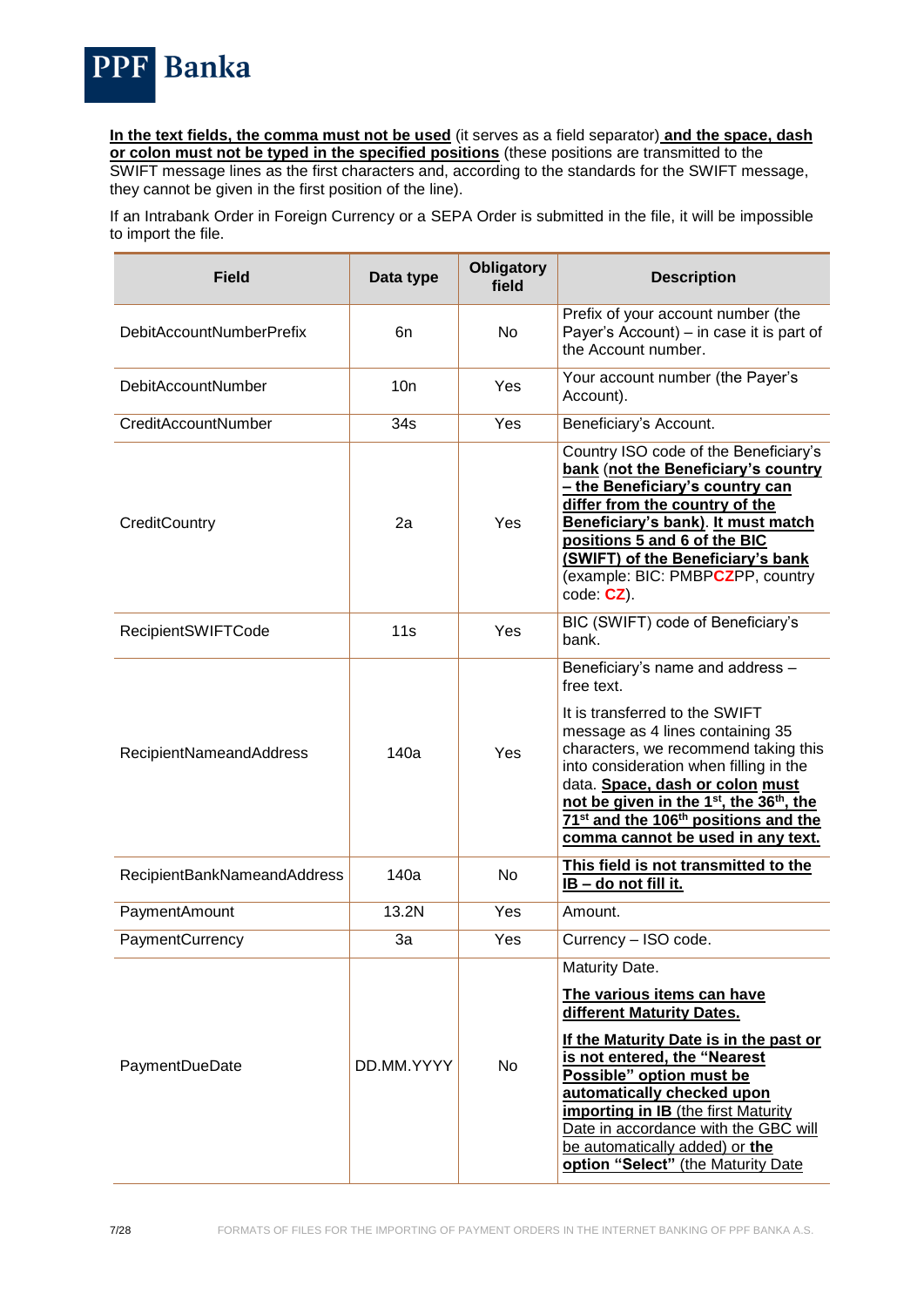**In the text fields, the comma must not be used** (it serves as a field separator) **and the space, dash or colon must not be typed in the specified positions** (these positions are transmitted to the SWIFT message lines as the first characters and, according to the standards for the SWIFT message, they cannot be given in the first position of the line).

If an Intrabank Order in Foreign Currency or a SEPA Order is submitted in the file, it will be impossible to import the file.

| Field | Data type | Obligatory field | Description |
|---|---|---|---|
| DebitAccountNumberPrefix | 6n | No | Prefix of your account number (the Payer's Account) – in case it is part of the Account number. |
| DebitAccountNumber | 10n | Yes | Your account number (the Payer's Account). |
| CreditAccountNumber | 34s | Yes | Beneficiary's Account. |
| CreditCountry | 2a | Yes | Country ISO code of the Beneficiary's **bank** (**not the Beneficiary's country – the Beneficiary's country can differ from the country of the Beneficiary's bank**). **It must match positions 5 and 6 of the BIC (SWIFT) of the Beneficiary's bank** (example: BIC: PMBP**CZ**PP, country code: **CZ**). |
| RecipientSWIFTCode | 11s | Yes | BIC (SWIFT) code of Beneficiary's bank. |
| RecipientNameandAddress | 140a | Yes | Beneficiary's name and address – free text.<br><br>It is transferred to the SWIFT message as 4 lines containing 35 characters, we recommend taking this into consideration when filling in the data. **Space, dash or colon must not be given in the 1st, the 36th, the 71st and the 106th positions and the comma cannot be used in any text.** |
| RecipientBankNameandAddress | 140a | No | **This field is not transmitted to the IB – do not fill it.** |
| PaymentAmount | 13.2N | Yes | Amount. |
| PaymentCurrency | 3a | Yes | Currency – ISO code. |
| PaymentDueDate | DD.MM.YYYY | No | Maturity Date.<br><br>**The various items can have different Maturity Dates.**<br><br>**If the Maturity Date is in the past or is not entered, the "Nearest Possible" option must be automatically checked upon importing in IB** (the first Maturity Date in accordance with the GBC will be automatically added) or **the option "Select"** (the Maturity Date |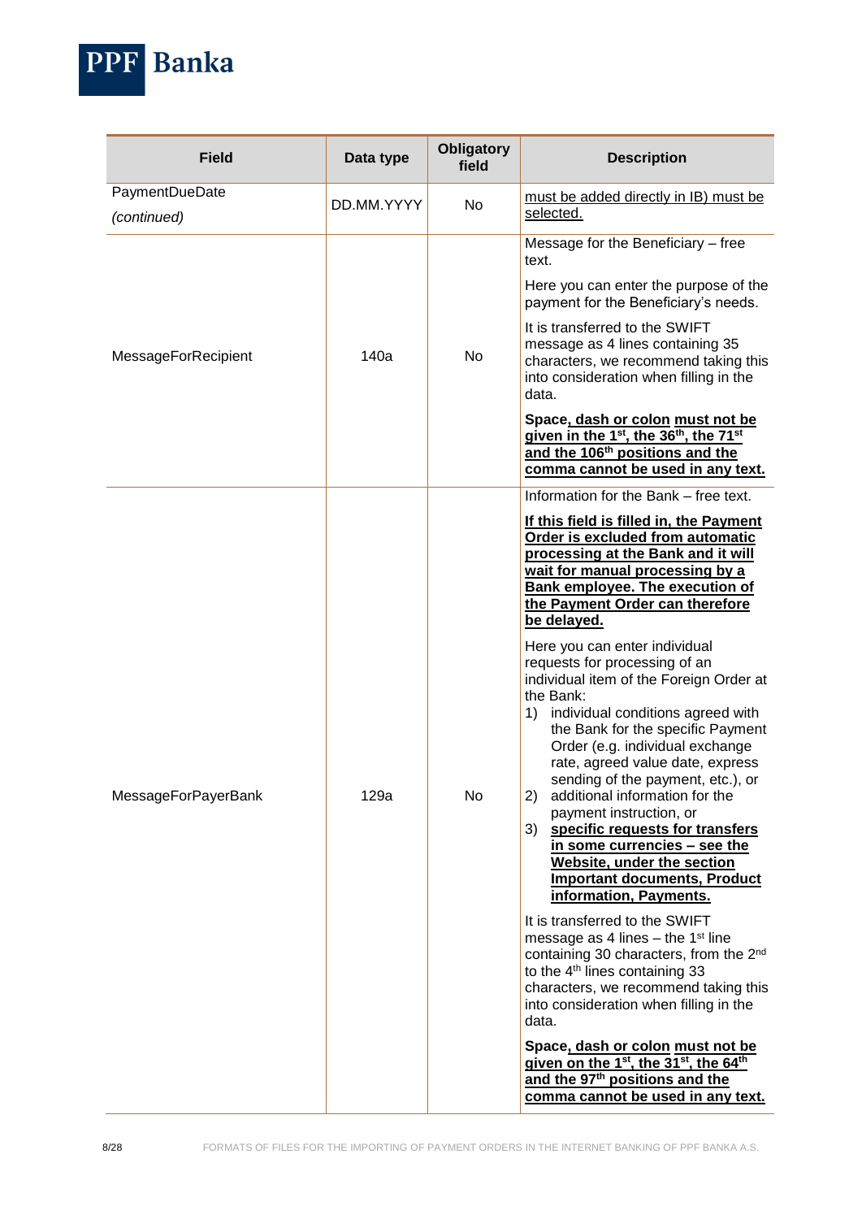| Field | Data type | Obligatory field | Description |
| --- | --- | --- | --- |
| PaymentDueDate *(continued)* | DD.MM.YYYY | No | must be added directly in IB) must be selected. |
| MessageForRecipient | 140a | No | Message for the Beneficiary – free text.<br><br>Here you can enter the purpose of the payment for the Beneficiary's needs.<br><br>It is transferred to the SWIFT message as 4 lines containing 35 characters, we recommend taking this into consideration when filling in the data.<br><br>**Space, dash or colon must not be given in the 1st, the 36th, the 71st and the 106th positions and the comma cannot be used in any text.** |
| MessageForPayerBank | 129a | No | Information for the Bank – free text.<br><br>**If this field is filled in, the Payment Order is excluded from automatic processing at the Bank and it will wait for manual processing by a Bank employee. The execution of the Payment Order can therefore be delayed.**<br><br>Here you can enter individual requests for processing of an individual item of the Foreign Order at the Bank:<br>1) individual conditions agreed with the Bank for the specific Payment Order (e.g. individual exchange rate, agreed value date, express sending of the payment, etc.), or<br>2) additional information for the payment instruction, or<br>3) **specific requests for transfers in some currencies – see the Website, under the section Important documents, Product information, Payments.**<br><br>It is transferred to the SWIFT message as 4 lines – the 1st line containing 30 characters, from the 2nd to the 4th lines containing 33 characters, we recommend taking this into consideration when filling in the data.<br><br>**Space, dash or colon must not be given on the 1st, the 31st, the 64th and the 97th positions and the comma cannot be used in any text.** |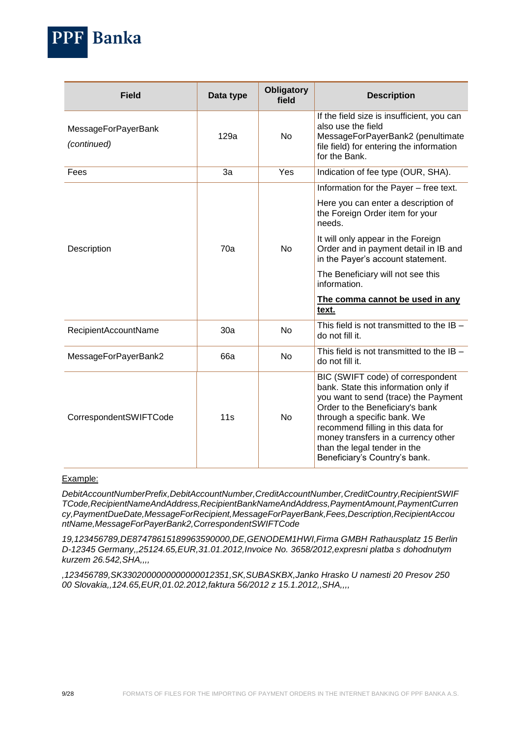| Field | Data type | Obligatory field | Description |
|---|---|---|---|
| MessageForPayerBank *(continued)* | 129a | No | If the field size is insufficient, you can also use the field MessageForPayerBank2 (penultimate file field) for entering the information for the Bank. |
| Fees | 3a | Yes | Indication of fee type (OUR, SHA). |
| Description | 70a | No | Information for the Payer – free text.<br>Here you can enter a description of the Foreign Order item for your needs.<br>It will only appear in the Foreign Order and in payment detail in IB and in the Payer's account statement.<br>The Beneficiary will not see this information.<br>**The comma cannot be used in any text.** |
| RecipientAccountName | 30a | No | This field is not transmitted to the IB – do not fill it. |
| MessageForPayerBank2 | 66a | No | This field is not transmitted to the IB – do not fill it. |
| CorrespondentSWIFTCode | 11s | No | BIC (SWIFT code) of correspondent bank. State this information only if you want to send (trace) the Payment Order to the Beneficiary's bank through a specific bank. We recommend filling in this data for money transfers in a currency other than the legal tender in the Beneficiary's Country's bank. |

Example:

*DebitAccountNumberPrefix,DebitAccountNumber,CreditAccountNumber,CreditCountry,RecipientSWIFTCode,RecipientNameAndAddress,RecipientBankNameAndAddress,PaymentAmount,PaymentCurrency,PaymentDueDate,MessageForRecipient,MessageForPayerBank,Fees,Description,RecipientAccountName,MessageForPayerBank2,CorrespondentSWIFTCode*

*19,123456789,DE87478615189963590000,DE,GENODEM1HWI,Firma GMBH Rathausplatz 15 Berlin D-12345 Germany,,25124.65,EUR,31.01.2012,Invoice No. 3658/2012,expresni platba s dohodnutym kurzem 26.542,SHA,,,,*

*,123456789,SK3302000000000000012351,SK,SUBASKBX,Janko Hrasko U namesti 20 Presov 250 00 Slovakia,,124.65,EUR,01.02.2012,faktura 56/2012 z 15.1.2012,,SHA,,,,*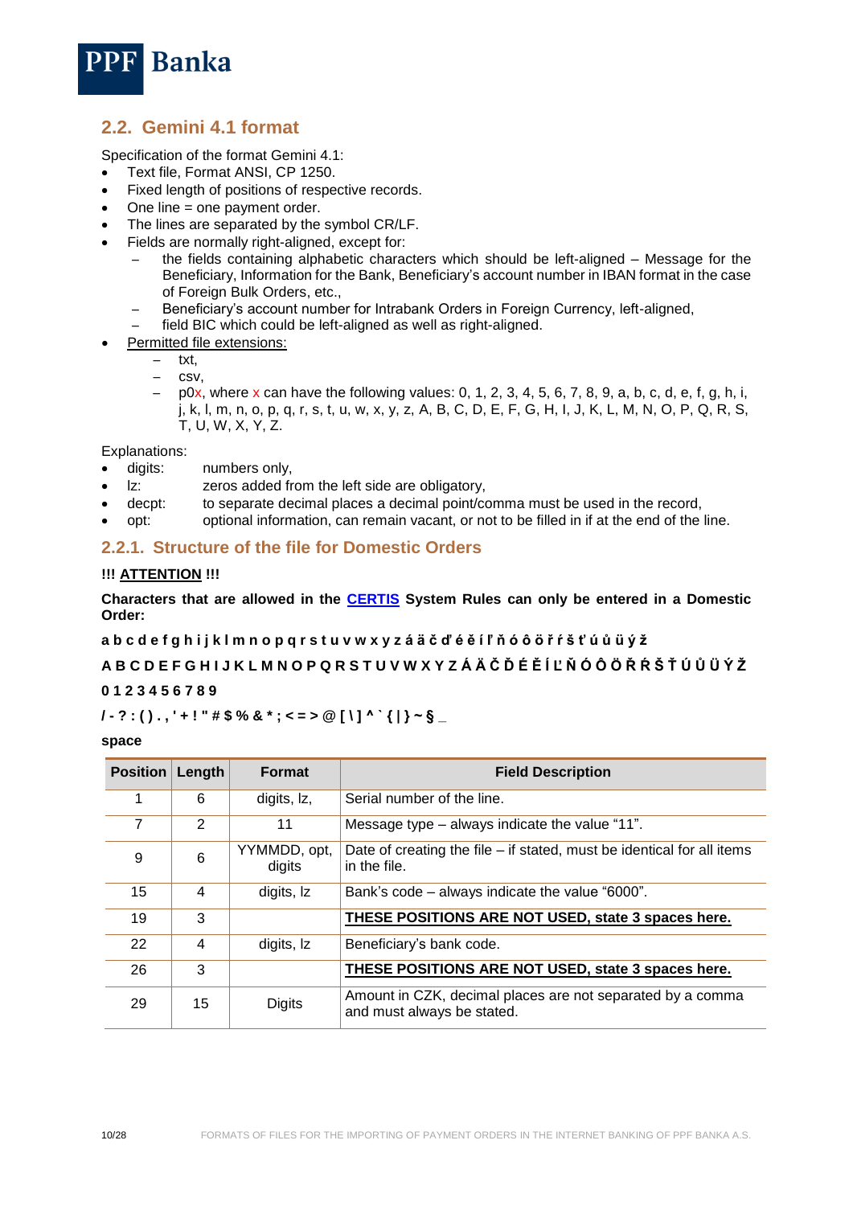## 2.2. Gemini 4.1 format

Specification of the format Gemini 4.1:

- Text file, Format ANSI, CP 1250.
- Fixed length of positions of respective records.
- One line = one payment order.
- The lines are separated by the symbol CR/LF.
- Fields are normally right-aligned, except for:
  - the fields containing alphabetic characters which should be left-aligned – Message for the Beneficiary, Information for the Bank, Beneficiary's account number in IBAN format in the case of Foreign Bulk Orders, etc.,
  - Beneficiary's account number for Intrabank Orders in Foreign Currency, left-aligned,
  - field BIC which could be left-aligned as well as right-aligned.
- Permitted file extensions:
  - txt,
  - csv,
  - p0x, where x can have the following values: 0, 1, 2, 3, 4, 5, 6, 7, 8, 9, a, b, c, d, e, f, g, h, i, j, k, l, m, n, o, p, q, r, s, t, u, w, x, y, z, A, B, C, D, E, F, G, H, I, J, K, L, M, N, O, P, Q, R, S, T, U, W, X, Y, Z.

Explanations:

- digits: numbers only,
- lz: zeros added from the left side are obligatory,
- decpt: to separate decimal places a decimal point/comma must be used in the record,
- opt: optional information, can remain vacant, or not to be filled in if at the end of the line.

### 2.2.1. Structure of the file for Domestic Orders

**!!! ATTENTION !!!**

**Characters that are allowed in the CERTIS System Rules can only be entered in a Domestic Order:**

**a b c d e f g h i j k l m n o p q r s t u v w x y z á ä č ď é ě í ľ ň ó ô ö ř ŕ š ť ú ů ü ý ž**

**A B C D E F G H I J K L M N O P Q R S T U V W X Y Z Á Ä Č Ď É Ě Í Ľ Ň Ó Ô Ö Ř Ŕ Š Ť Ú Ů Ü Ý Ž**

**0 1 2 3 4 5 6 7 8 9**

**/ - ? : ( ) . , ' + ! " # $ % & * ; < = > @ [ \ ] ^ ` { | } ~ § _**

**space**

| Position | Length | Format | Field Description |
|---|---|---|---|
| 1 | 6 | digits, lz, | Serial number of the line. |
| 7 | 2 | 11 | Message type – always indicate the value "11". |
| 9 | 6 | YYMMDD, opt, digits | Date of creating the file – if stated, must be identical for all items in the file. |
| 15 | 4 | digits, lz | Bank's code – always indicate the value "6000". |
| 19 | 3 | | **THESE POSITIONS ARE NOT USED, state 3 spaces here.** |
| 22 | 4 | digits, lz | Beneficiary's bank code. |
| 26 | 3 | | **THESE POSITIONS ARE NOT USED, state 3 spaces here.** |
| 29 | 15 | Digits | Amount in CZK, decimal places are not separated by a comma and must always be stated. |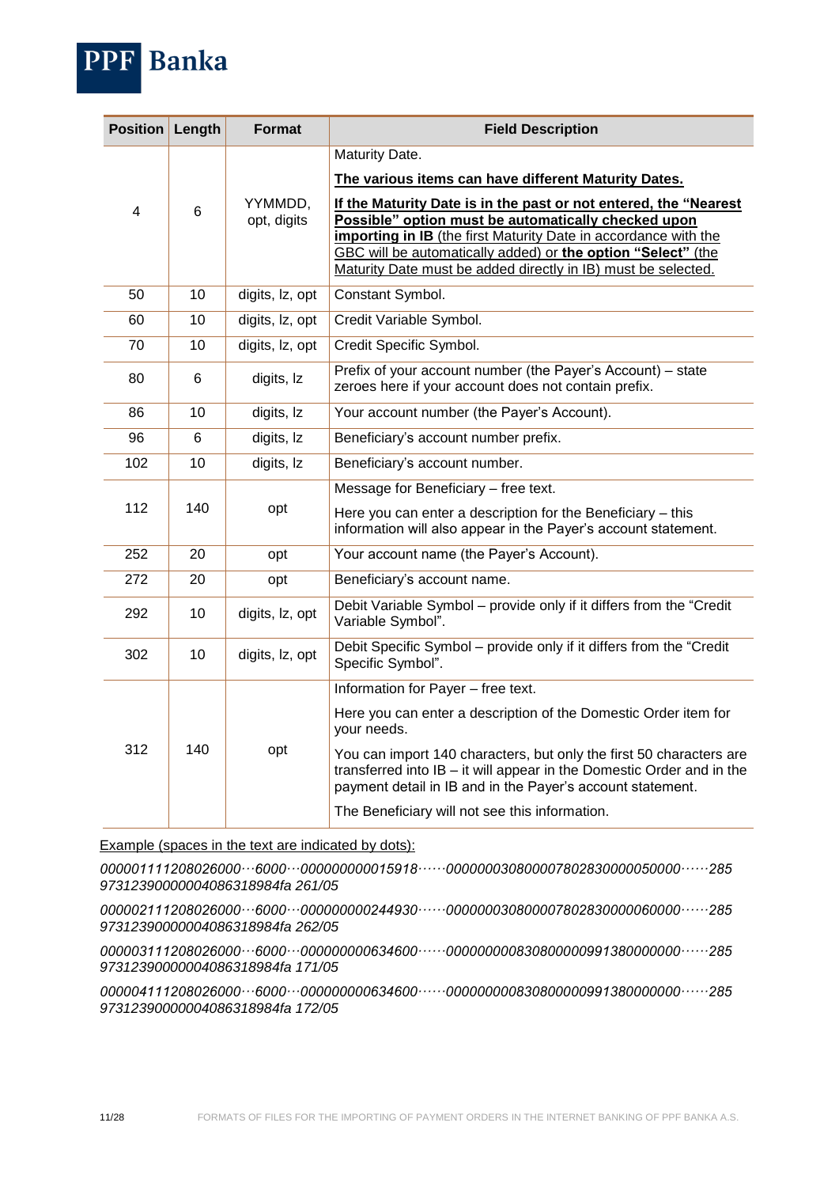| Position | Length | Format | Field Description |
|---|---|---|---|
| 4 | 6 | YYMMDD, opt, digits | Maturity Date.<br><br>**The various items can have different Maturity Dates.**<br><br>**If the Maturity Date is in the past or not entered, the "Nearest Possible" option must be automatically checked upon importing in IB** (the first Maturity Date in accordance with the GBC will be automatically added) or **the option "Select"** (the Maturity Date must be added directly in IB) must be selected. |
| 50 | 10 | digits, lz, opt | Constant Symbol. |
| 60 | 10 | digits, lz, opt | Credit Variable Symbol. |
| 70 | 10 | digits, lz, opt | Credit Specific Symbol. |
| 80 | 6 | digits, lz | Prefix of your account number (the Payer's Account) – state zeroes here if your account does not contain prefix. |
| 86 | 10 | digits, lz | Your account number (the Payer's Account). |
| 96 | 6 | digits, lz | Beneficiary's account number prefix. |
| 102 | 10 | digits, lz | Beneficiary's account number. |
| 112 | 140 | opt | Message for Beneficiary – free text.<br><br>Here you can enter a description for the Beneficiary – this information will also appear in the Payer's account statement. |
| 252 | 20 | opt | Your account name (the Payer's Account). |
| 272 | 20 | opt | Beneficiary's account name. |
| 292 | 10 | digits, lz, opt | Debit Variable Symbol – provide only if it differs from the "Credit Variable Symbol". |
| 302 | 10 | digits, lz, opt | Debit Specific Symbol – provide only if it differs from the "Credit Specific Symbol". |
| 312 | 140 | opt | Information for Payer – free text.<br><br>Here you can enter a description of the Domestic Order item for your needs.<br><br>You can import 140 characters, but only the first 50 characters are transferred into IB – it will appear in the Domestic Order and in the payment detail in IB and in the Payer's account statement.<br><br>The Beneficiary will not see this information. |

Example (spaces in the text are indicated by dots):

*000001111208026000···6000···000000000015918······000000030800007802830000050000······285 97312390000004086318984fa 261/05*

*000002111208026000···6000···000000000244930······000000030800007802830000060000······285 97312390000004086318984fa 262/05*

*000003111208026000···6000···000000000634600······000000000830800000991380000000······285 97312390000004086318984fa 171/05*

*000004111208026000···6000···000000000634600······000000000830800000991380000000······285 97312390000004086318984fa 172/05*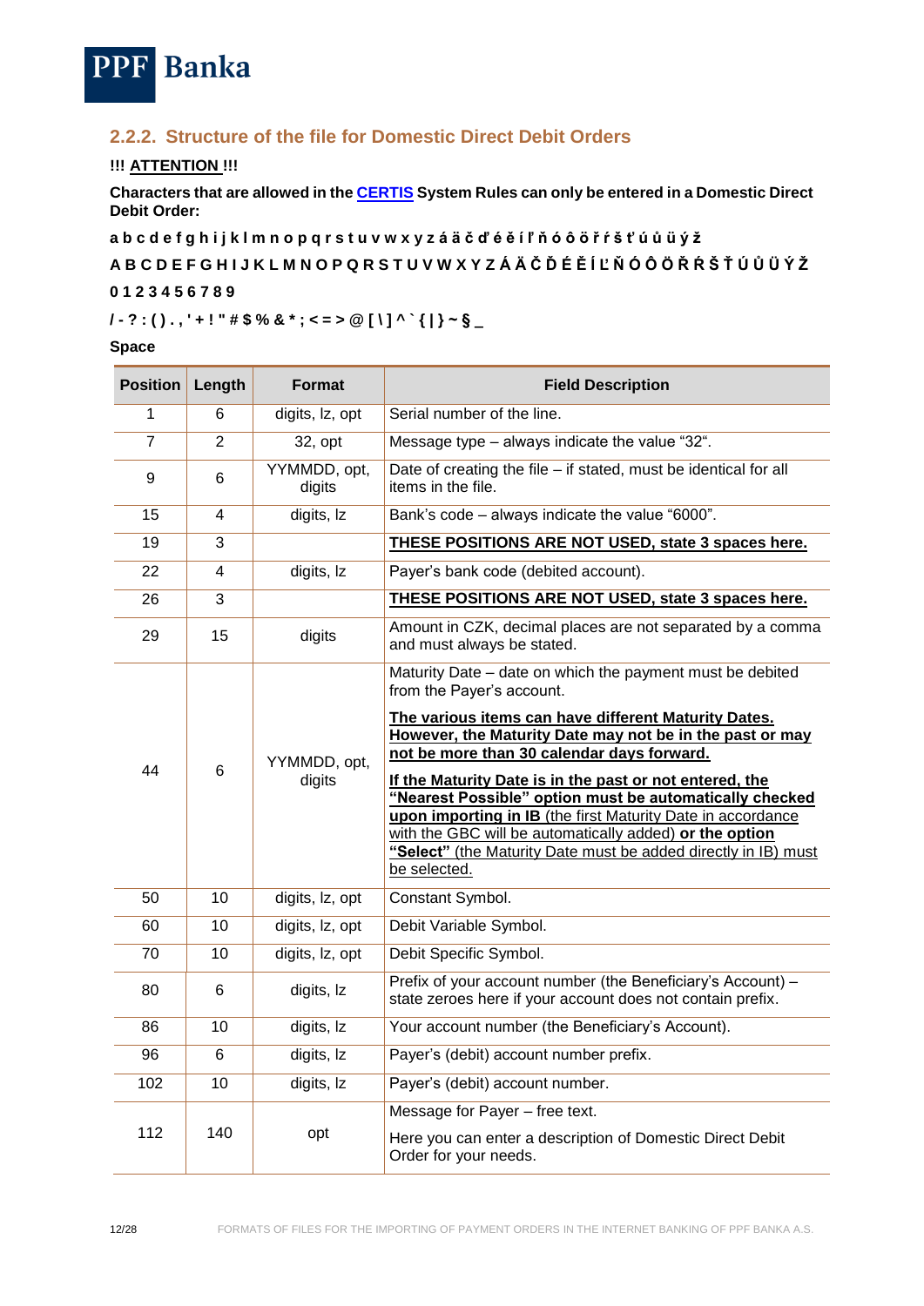### 2.2.2. Structure of the file for Domestic Direct Debit Orders

**!!! ATTENTION !!!**

**Characters that are allowed in the CERTIS System Rules can only be entered in a Domestic Direct Debit Order:**

**a b c d e f g h i j k l m n o p q r s t u v w x y z á ä č ď é ě í ľ ň ó ô ö ř ŕ š ť ú ů ü ý ž**

**A B C D E F G H I J K L M N O P Q R S T U V W X Y Z Á Ä Č Ď É Ě Í Ľ Ň Ó Ô Ö Ř Ŕ Š Ť Ú Ů Ü Ý Ž**

**0 1 2 3 4 5 6 7 8 9**

**/ - ? : ( ) . , ' + ! " # $ % & * ; < = > @ [ \ ] ^ ` { | } ~ § _**

**Space**

| Position | Length | Format | Field Description |
|---|---|---|---|
| 1 | 6 | digits, lz, opt | Serial number of the line. |
| 7 | 2 | 32, opt | Message type – always indicate the value "32". |
| 9 | 6 | YYMMDD, opt, digits | Date of creating the file – if stated, must be identical for all items in the file. |
| 15 | 4 | digits, lz | Bank's code – always indicate the value "6000". |
| 19 | 3 | | **THESE POSITIONS ARE NOT USED, state 3 spaces here.** |
| 22 | 4 | digits, lz | Payer's bank code (debited account). |
| 26 | 3 | | **THESE POSITIONS ARE NOT USED, state 3 spaces here.** |
| 29 | 15 | digits | Amount in CZK, decimal places are not separated by a comma and must always be stated. |
| 44 | 6 | YYMMDD, opt, digits | Maturity Date – date on which the payment must be debited from the Payer's account.<br><br>**The various items can have different Maturity Dates. However, the Maturity Date may not be in the past or may not be more than 30 calendar days forward.**<br><br>**If the Maturity Date is in the past or not entered, the "Nearest Possible" option must be automatically checked upon importing in IB** (the first Maturity Date in accordance with the GBC will be automatically added) **or the option "Select"** (the Maturity Date must be added directly in IB) must be selected. |
| 50 | 10 | digits, lz, opt | Constant Symbol. |
| 60 | 10 | digits, lz, opt | Debit Variable Symbol. |
| 70 | 10 | digits, lz, opt | Debit Specific Symbol. |
| 80 | 6 | digits, lz | Prefix of your account number (the Beneficiary's Account) – state zeroes here if your account does not contain prefix. |
| 86 | 10 | digits, lz | Your account number (the Beneficiary's Account). |
| 96 | 6 | digits, lz | Payer's (debit) account number prefix. |
| 102 | 10 | digits, lz | Payer's (debit) account number. |
| 112 | 140 | opt | Message for Payer – free text.<br><br>Here you can enter a description of Domestic Direct Debit Order for your needs. |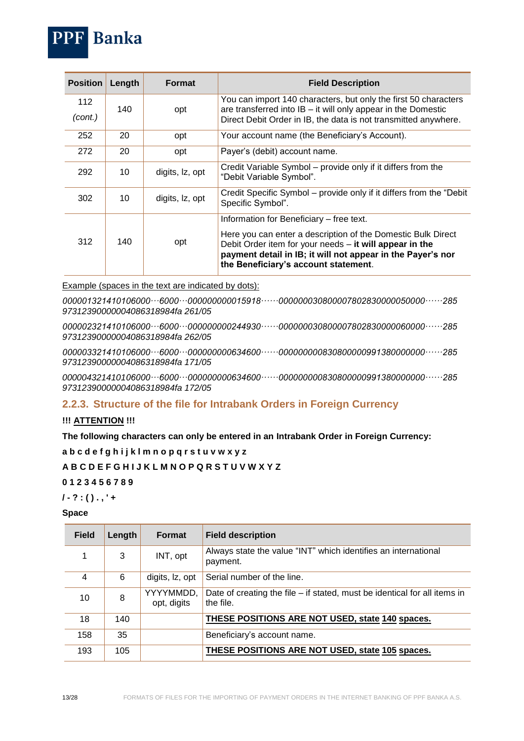| Position | Length | Format | Field Description |
|---|---|---|---|
| 112 *(cont.)* | 140 | opt | You can import 140 characters, but only the first 50 characters are transferred into IB – it will only appear in the Domestic Direct Debit Order in IB, the data is not transmitted anywhere. |
| 252 | 20 | opt | Your account name (the Beneficiary's Account). |
| 272 | 20 | opt | Payer's (debit) account name. |
| 292 | 10 | digits, lz, opt | Credit Variable Symbol – provide only if it differs from the "Debit Variable Symbol". |
| 302 | 10 | digits, lz, opt | Credit Specific Symbol – provide only if it differs from the "Debit Specific Symbol". |
| 312 | 140 | opt | Information for Beneficiary – free text. Here you can enter a description of the Domestic Bulk Direct Debit Order item for your needs – **it will appear in the payment detail in IB; it will not appear in the Payer's nor the Beneficiary's account statement**. |

Example (spaces in the text are indicated by dots):

*000001321410106000···6000···000000000015918······000000030800007802830000050000······285 97312390000004086318984fa 261/05*

*000002321410106000···6000···000000000244930······000000030800007802830000060000······285 97312390000004086318984fa 262/05*

*000003321410106000···6000···000000000634600······000000000830800000991380000000······285 97312390000004086318984fa 171/05*

*000004321410106000···6000···000000000634600······000000000830800000991380000000······285 97312390000004086318984fa 172/05*

### 2.2.3. Structure of the file for Intrabank Orders in Foreign Currency

**!!! ATTENTION !!!**

**The following characters can only be entered in an Intrabank Order in Foreign Currency:**

**a b c d e f g h i j k l m n o p q r s t u v w x y z**

**A B C D E F G H I J K L M N O P Q R S T U V W X Y Z**

**0 1 2 3 4 5 6 7 8 9**

**/ - ? : ( ) . , ' +**

**Space**

| Field | Length | Format | Field description |
|---|---|---|---|
| 1 | 3 | INT, opt | Always state the value "INT" which identifies an international payment. |
| 4 | 6 | digits, lz, opt | Serial number of the line. |
| 10 | 8 | YYYYMMDD, opt, digits | Date of creating the file – if stated, must be identical for all items in the file. |
| 18 | 140 | | **THESE POSITIONS ARE NOT USED, state 140 spaces.** |
| 158 | 35 | | Beneficiary's account name. |
| 193 | 105 | | **THESE POSITIONS ARE NOT USED, state 105 spaces.** |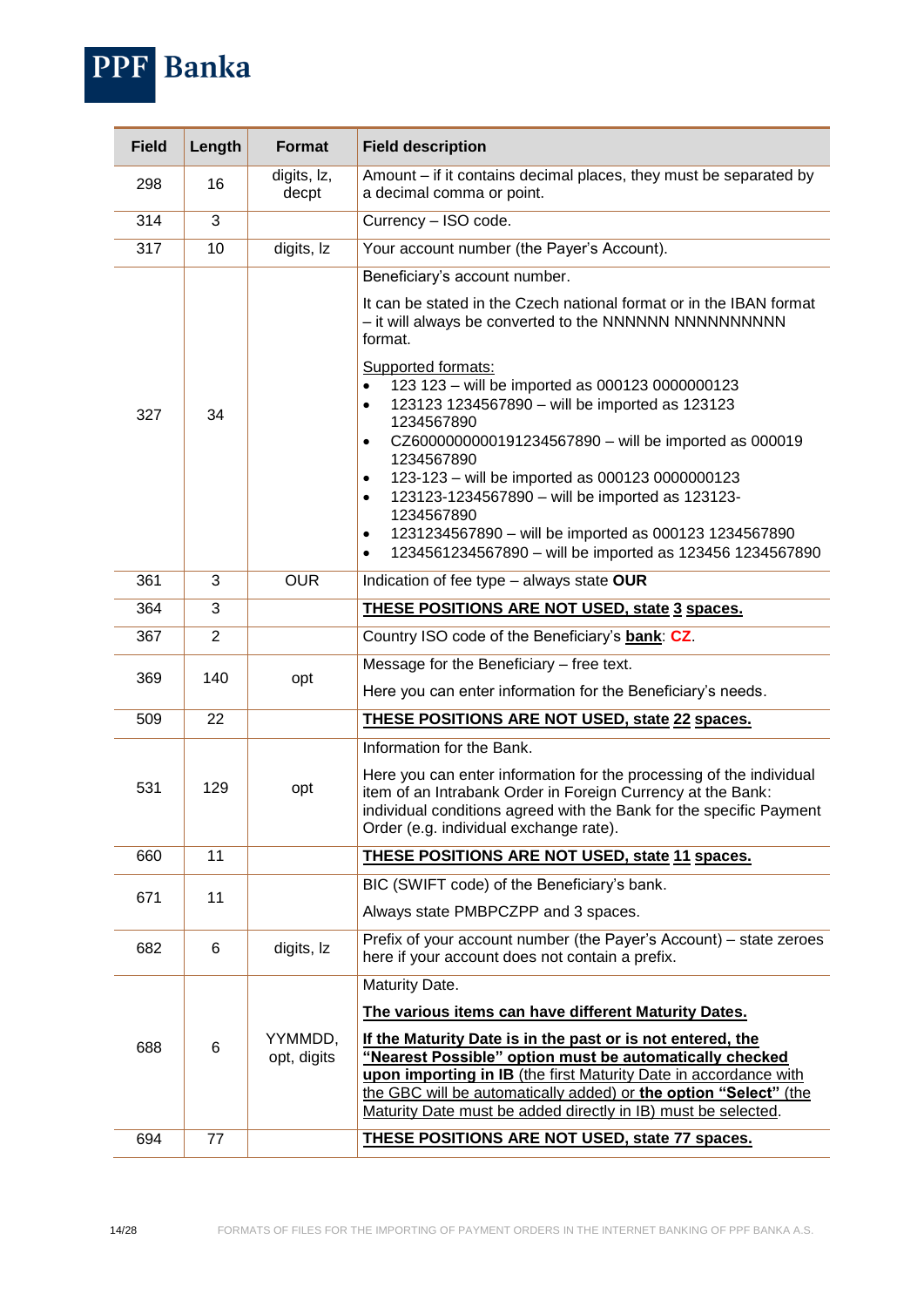| Field | Length | Format | Field description |
|---|---|---|---|
| 298 | 16 | digits, lz, decpt | Amount – if it contains decimal places, they must be separated by a decimal comma or point. |
| 314 | 3 | | Currency – ISO code. |
| 317 | 10 | digits, lz | Your account number (the Payer's Account). |
| 327 | 34 | | Beneficiary's account number.<br><br>It can be stated in the Czech national format or in the IBAN format – it will always be converted to the NNNNNN NNNNNNNNNN format.<br><br>Supported formats:<br>• 123 123 – will be imported as 000123 0000000123<br>• 123123 1234567890 – will be imported as 123123 1234567890<br>• CZ6000000000191234567890 – will be imported as 000019 1234567890<br>• 123-123 – will be imported as 000123 0000000123<br>• 123123-1234567890 – will be imported as 123123-1234567890<br>• 1231234567890 – will be imported as 000123 1234567890<br>• 1234561234567890 – will be imported as 123456 1234567890 |
| 361 | 3 | OUR | Indication of fee type – always state **OUR** |
| 364 | 3 | | **THESE POSITIONS ARE NOT USED, state 3 spaces.** |
| 367 | 2 | | Country ISO code of the Beneficiary's **bank**: **CZ**. |
| 369 | 140 | opt | Message for the Beneficiary – free text.<br><br>Here you can enter information for the Beneficiary's needs. |
| 509 | 22 | | **THESE POSITIONS ARE NOT USED, state 22 spaces.** |
| 531 | 129 | opt | Information for the Bank.<br><br>Here you can enter information for the processing of the individual item of an Intrabank Order in Foreign Currency at the Bank: individual conditions agreed with the Bank for the specific Payment Order (e.g. individual exchange rate). |
| 660 | 11 | | **THESE POSITIONS ARE NOT USED, state 11 spaces.** |
| 671 | 11 | | BIC (SWIFT code) of the Beneficiary's bank.<br><br>Always state PMBPCZPP and 3 spaces. |
| 682 | 6 | digits, lz | Prefix of your account number (the Payer's Account) – state zeroes here if your account does not contain a prefix. |
| 688 | 6 | YYMMDD, opt, digits | Maturity Date.<br><br>**The various items can have different Maturity Dates.**<br><br>**If the Maturity Date is in the past or is not entered, the "Nearest Possible" option must be automatically checked upon importing in IB** (the first Maturity Date in accordance with the GBC will be automatically added) or **the option "Select"** (the Maturity Date must be added directly in IB) must be selected. |
| 694 | 77 | | **THESE POSITIONS ARE NOT USED, state 77 spaces.** |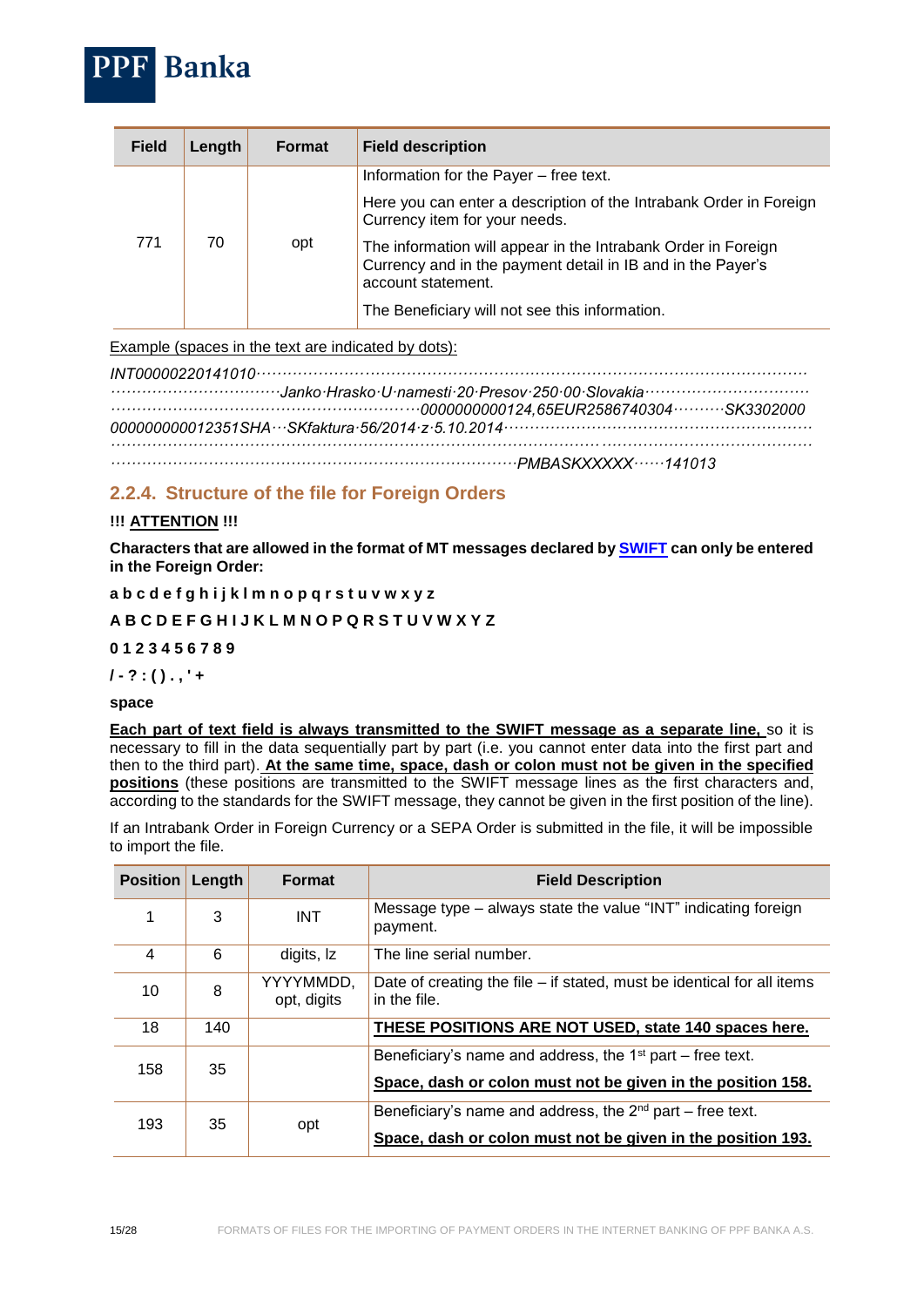| Field | Length | Format | Field description |
|---|---|---|---|
| 771 | 70 | opt | Information for the Payer – free text.<br>Here you can enter a description of the Intrabank Order in Foreign Currency item for your needs.<br>The information will appear in the Intrabank Order in Foreign Currency and in the payment detail in IB and in the Payer's account statement.<br>The Beneficiary will not see this information. |

Example (spaces in the text are indicated by dots):

*INT000002201410l0·································································································································*
*································Janko·Hrasko·U·namesti·20·Presov·250·00·Slovakia································*
*·························································0000000000124,65EUR2586740304··········SK3302000*
*000000000012351SHA···SKfaktura·56/2014·z·5.10.2014··························································*
*···································································································································*
*·········································································PMBASKXXXXX······141013*

### 2.2.4. Structure of the file for Foreign Orders

**!!! ATTENTION !!!**

**Characters that are allowed in the format of MT messages declared by SWIFT can only be entered in the Foreign Order:**

**a b c d e f g h i j k l m n o p q r s t u v w x y z**

**A B C D E F G H I J K L M N O P Q R S T U V W X Y Z**

**0 1 2 3 4 5 6 7 8 9**

**/ - ? : ( ) . , ' +**

**space**

**Each part of text field is always transmitted to the SWIFT message as a separate line,** so it is necessary to fill in the data sequentially part by part (i.e. you cannot enter data into the first part and then to the third part). **At the same time, space, dash or colon must not be given in the specified positions** (these positions are transmitted to the SWIFT message lines as the first characters and, according to the standards for the SWIFT message, they cannot be given in the first position of the line).

If an Intrabank Order in Foreign Currency or a SEPA Order is submitted in the file, it will be impossible to import the file.

| Position | Length | Format | Field Description |
|---|---|---|---|
| 1 | 3 | INT | Message type – always state the value "INT" indicating foreign payment. |
| 4 | 6 | digits, lz | The line serial number. |
| 10 | 8 | YYYYMMDD, opt, digits | Date of creating the file – if stated, must be identical for all items in the file. |
| 18 | 140 | | **THESE POSITIONS ARE NOT USED, state 140 spaces here.** |
| 158 | 35 | | Beneficiary's name and address, the 1st part – free text.<br>**Space, dash or colon must not be given in the position 158.** |
| 193 | 35 | opt | Beneficiary's name and address, the 2nd part – free text.<br>**Space, dash or colon must not be given in the position 193.** |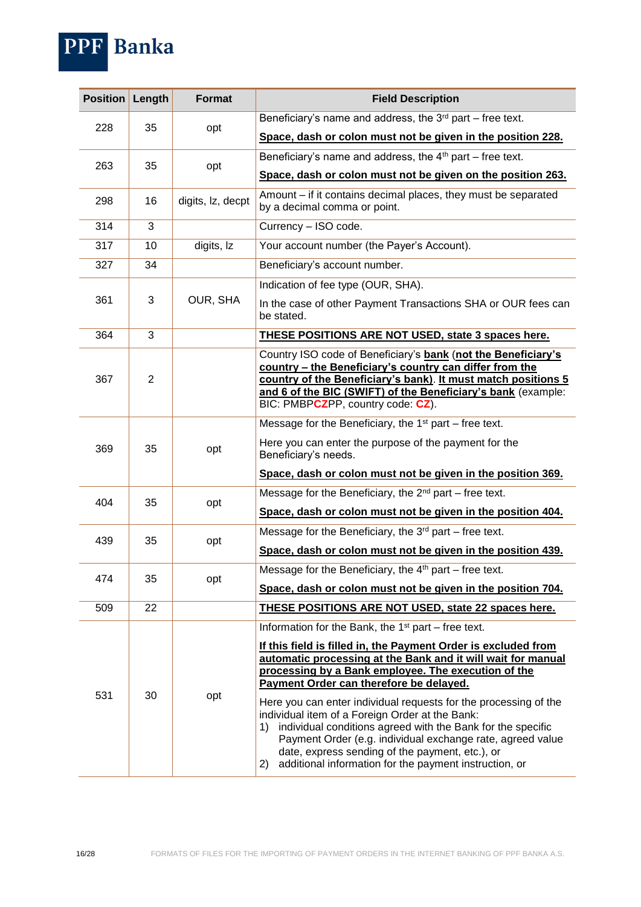| Position | Length | Format | Field Description |
|---|---|---|---|
| 228 | 35 | opt | Beneficiary's name and address, the 3rd part – free text.<br>**<u>Space, dash or colon must not be given in the position 228.</u>** |
| 263 | 35 | opt | Beneficiary's name and address, the 4th part – free text.<br>**<u>Space, dash or colon must not be given on the position 263.</u>** |
| 298 | 16 | digits, lz, decpt | Amount – if it contains decimal places, they must be separated by a decimal comma or point. |
| 314 | 3 | | Currency – ISO code. |
| 317 | 10 | digits, lz | Your account number (the Payer's Account). |
| 327 | 34 | | Beneficiary's account number. |
| 361 | 3 | OUR, SHA | Indication of fee type (OUR, SHA).<br>In the case of other Payment Transactions SHA or OUR fees can be stated. |
| 364 | 3 | | **<u>THESE POSITIONS ARE NOT USED, state 3 spaces here.</u>** |
| 367 | 2 | | Country ISO code of Beneficiary's **<u>bank</u>** (**<u>not the Beneficiary's country – the Beneficiary's country can differ from the country of the Beneficiary's bank)</u>**. **<u>It must match positions 5 and 6 of the BIC (SWIFT) of the Beneficiary's bank</u>** (example: BIC: PMBP**CZ**PP, country code: **CZ**). |
| 369 | 35 | opt | Message for the Beneficiary, the 1st part – free text.<br>Here you can enter the purpose of the payment for the Beneficiary's needs.<br>**<u>Space, dash or colon must not be given in the position 369.</u>** |
| 404 | 35 | opt | Message for the Beneficiary, the 2nd part – free text.<br>**<u>Space, dash or colon must not be given in the position 404.</u>** |
| 439 | 35 | opt | Message for the Beneficiary, the 3rd part – free text.<br>**<u>Space, dash or colon must not be given in the position 439.</u>** |
| 474 | 35 | opt | Message for the Beneficiary, the 4th part – free text.<br>**<u>Space, dash or colon must not be given in the position 704.</u>** |
| 509 | 22 | | **<u>THESE POSITIONS ARE NOT USED, state 22 spaces here.</u>** |
| 531 | 30 | opt | Information for the Bank, the 1st part – free text.<br>**<u>If this field is filled in, the Payment Order is excluded from automatic processing at the Bank and it will wait for manual processing by a Bank employee. The execution of the Payment Order can therefore be delayed.</u>**<br>Here you can enter individual requests for the processing of the individual item of a Foreign Order at the Bank:<br>1) individual conditions agreed with the Bank for the specific Payment Order (e.g. individual exchange rate, agreed value date, express sending of the payment, etc.), or<br>2) additional information for the payment instruction, or |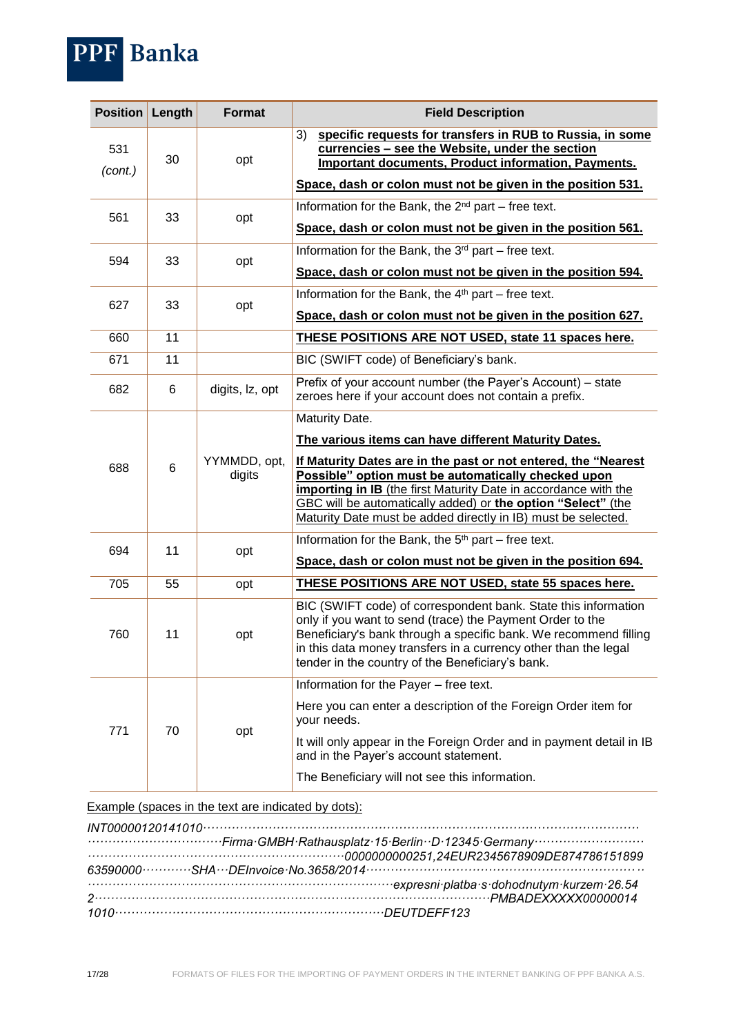| Position | Length | Format | Field Description |
|---|---|---|---|
| 531 *(cont.)* | 30 | opt | 3) **<u>specific requests for transfers in RUB to Russia, in some currencies – see the Website, under the section Important documents, Product information, Payments.</u>**<br><br>**<u>Space, dash or colon must not be given in the position 531.</u>** |
| 561 | 33 | opt | Information for the Bank, the 2nd part – free text.<br><br>**<u>Space, dash or colon must not be given in the position 561.</u>** |
| 594 | 33 | opt | Information for the Bank, the 3rd part – free text.<br><br>**<u>Space, dash or colon must not be given in the position 594.</u>** |
| 627 | 33 | opt | Information for the Bank, the 4th part – free text.<br><br>**<u>Space, dash or colon must not be given in the position 627.</u>** |
| 660 | 11 | | **<u>THESE POSITIONS ARE NOT USED, state 11 spaces here.</u>** |
| 671 | 11 | | BIC (SWIFT code) of Beneficiary's bank. |
| 682 | 6 | digits, lz, opt | Prefix of your account number (the Payer's Account) – state zeroes here if your account does not contain a prefix. |
| 688 | 6 | YYMMDD, opt, digits | Maturity Date.<br><br>**<u>The various items can have different Maturity Dates.</u>**<br><br>**<u>If Maturity Dates are in the past or not entered, the "Nearest Possible" option must be automatically checked upon importing in IB</u>** <u>(the first Maturity Date in accordance with the GBC will be automatically added) or</u> **<u>the option "Select"</u>** <u>(the Maturity Date must be added directly in IB) must be selected.</u> |
| 694 | 11 | opt | Information for the Bank, the 5th part – free text.<br><br>**<u>Space, dash or colon must not be given in the position 694.</u>** |
| 705 | 55 | opt | **<u>THESE POSITIONS ARE NOT USED, state 55 spaces here.</u>** |
| 760 | 11 | opt | BIC (SWIFT code) of correspondent bank. State this information only if you want to send (trace) the Payment Order to the Beneficiary's bank through a specific bank. We recommend filling in this data money transfers in a currency other than the legal tender in the country of the Beneficiary's bank. |
| 771 | 70 | opt | Information for the Payer – free text.<br><br>Here you can enter a description of the Foreign Order item for your needs.<br><br>It will only appear in the Foreign Order and in payment detail in IB and in the Payer's account statement.<br><br>The Beneficiary will not see this information. |

<u>Example (spaces in the text are indicated by dots):</u>

*INT00000120141010································································································*
*································Firma·GMBH·Rathausplatz·15·Berlin··D·12345·Germany··························*
*···························································0000000000251,24EUR2345678909DE874786151899*
*63590000············SHA···DEInvoice·No.3658/2014·································································*
*·······································································expresni·platba·s·dohodnutym·kurzem·26.54*
*2··························································································PMBADEXXXXX00000014*
*1010·································································DEUTDEFF123*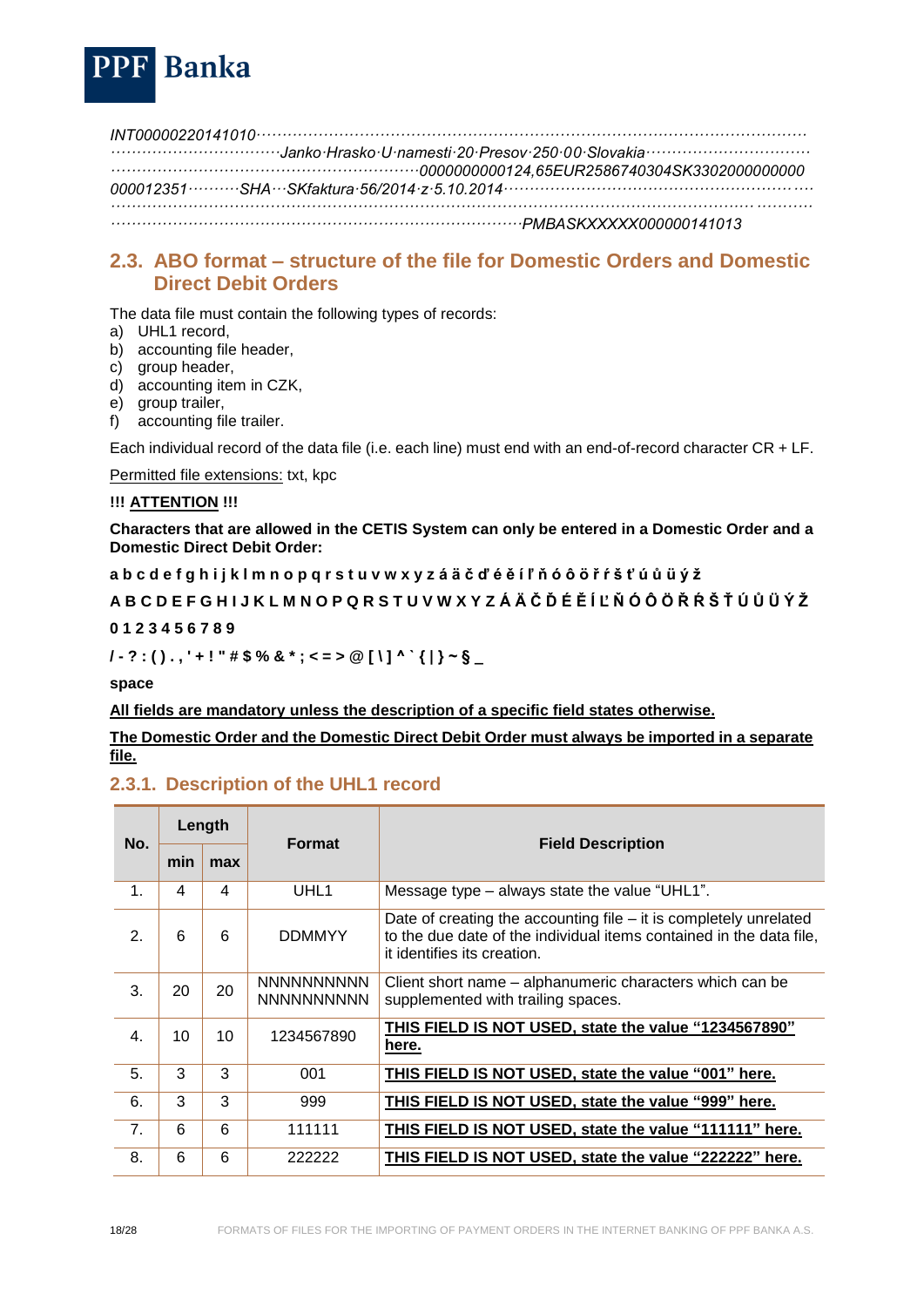*INT00000220141010··························································································································*
*································Janko·Hrasko·U·namesti·20·Presov·250·00·Slovakia······························*
*························································0000000000124,65EUR2586740304SK3302000000000*
*000012351··········SHA···SKfaktura·56/2014·z·5.10.2014·························································*
*························································································································*
*··············································································PMBASKXXXXX000000141013*

## 2.3. ABO format – structure of the file for Domestic Orders and Domestic Direct Debit Orders

The data file must contain the following types of records:

a) UHL1 record,
b) accounting file header,
c) group header,
d) accounting item in CZK,
e) group trailer,
f) accounting file trailer.

Each individual record of the data file (i.e. each line) must end with an end-of-record character CR + LF.

Permitted file extensions: txt, kpc

**!!! ATTENTION !!!**

**Characters that are allowed in the CETIS System can only be entered in a Domestic Order and a Domestic Direct Debit Order:**

**a b c d e f g h i j k l m n o p q r s t u v w x y z á ä č ď é ě í ľ ň ó ô ö ř ŕ š ť ú ů ü ý ž**

**A B C D E F G H I J K L M N O P Q R S T U V W X Y Z Á Ä Č Ď É Ě Í Ľ Ň Ó Ô Ö Ř Ŕ Š Ť Ú Ů Ü Ý Ž**

**0 1 2 3 4 5 6 7 8 9**

**/ - ? : ( ) . , ' + ! " # $ % & * ; < = > @ [ \ ] ^ ` { | } ~ § _**

**space**

**All fields are mandatory unless the description of a specific field states otherwise.**

**The Domestic Order and the Domestic Direct Debit Order must always be imported in a separate file.**

### 2.3.1. Description of the UHL1 record

| No. | Length | | Format | Field Description |
|---|---|---|---|---|
| | min | max | | |
| 1. | 4 | 4 | UHL1 | Message type – always state the value "UHL1". |
| 2. | 6 | 6 | DDMMYY | Date of creating the accounting file – it is completely unrelated to the due date of the individual items contained in the data file, it identifies its creation. |
| 3. | 20 | 20 | NNNNNNNNNN NNNNNNNNNN | Client short name – alphanumeric characters which can be supplemented with trailing spaces. |
| 4. | 10 | 10 | 1234567890 | **THIS FIELD IS NOT USED, state the value "1234567890" here.** |
| 5. | 3 | 3 | 001 | **THIS FIELD IS NOT USED, state the value "001" here.** |
| 6. | 3 | 3 | 999 | **THIS FIELD IS NOT USED, state the value "999" here.** |
| 7. | 6 | 6 | 111111 | **THIS FIELD IS NOT USED, state the value "111111" here.** |
| 8. | 6 | 6 | 222222 | **THIS FIELD IS NOT USED, state the value "222222" here.** |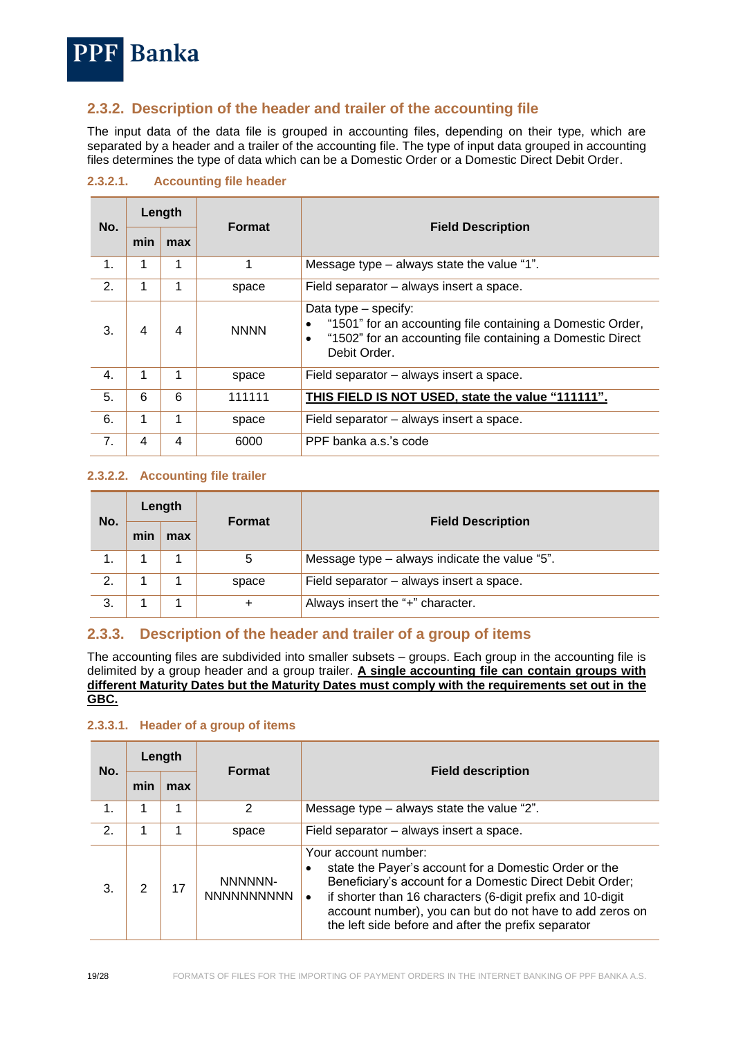### 2.3.2. Description of the header and trailer of the accounting file

The input data of the data file is grouped in accounting files, depending on their type, which are separated by a header and a trailer of the accounting file. The type of input data grouped in accounting files determines the type of data which can be a Domestic Order or a Domestic Direct Debit Order.

#### 2.3.2.1. Accounting file header

| No. | Length | | Format | Field Description |
|---|---|---|---|---|
| | min | max | | |
| 1. | 1 | 1 | 1 | Message type – always state the value "1". |
| 2. | 1 | 1 | space | Field separator – always insert a space. |
| 3. | 4 | 4 | NNNN | Data type – specify:<br>• "1501" for an accounting file containing a Domestic Order,<br>• "1502" for an accounting file containing a Domestic Direct Debit Order. |
| 4. | 1 | 1 | space | Field separator – always insert a space. |
| 5. | 6 | 6 | 111111 | **THIS FIELD IS NOT USED, state the value "111111".** |
| 6. | 1 | 1 | space | Field separator – always insert a space. |
| 7. | 4 | 4 | 6000 | PPF banka a.s.'s code |

#### 2.3.2.2. Accounting file trailer

| No. | Length | | Format | Field Description |
|---|---|---|---|---|
| | min | max | | |
| 1. | 1 | 1 | 5 | Message type – always indicate the value "5". |
| 2. | 1 | 1 | space | Field separator – always insert a space. |
| 3. | 1 | 1 | + | Always insert the "+" character. |

### 2.3.3. Description of the header and trailer of a group of items

The accounting files are subdivided into smaller subsets – groups. Each group in the accounting file is delimited by a group header and a group trailer. **A single accounting file can contain groups with different Maturity Dates but the Maturity Dates must comply with the requirements set out in the GBC.**

#### 2.3.3.1. Header of a group of items

| No. | Length | | Format | Field description |
|---|---|---|---|---|
| | min | max | | |
| 1. | 1 | 1 | 2 | Message type – always state the value "2". |
| 2. | 1 | 1 | space | Field separator – always insert a space. |
| 3. | 2 | 17 | NNNNNN-NNNNNNNNNN | Your account number:<br>• state the Payer's account for a Domestic Order or the Beneficiary's account for a Domestic Direct Debit Order;<br>• if shorter than 16 characters (6-digit prefix and 10-digit account number), you can but do not have to add zeros on the left side before and after the prefix separator |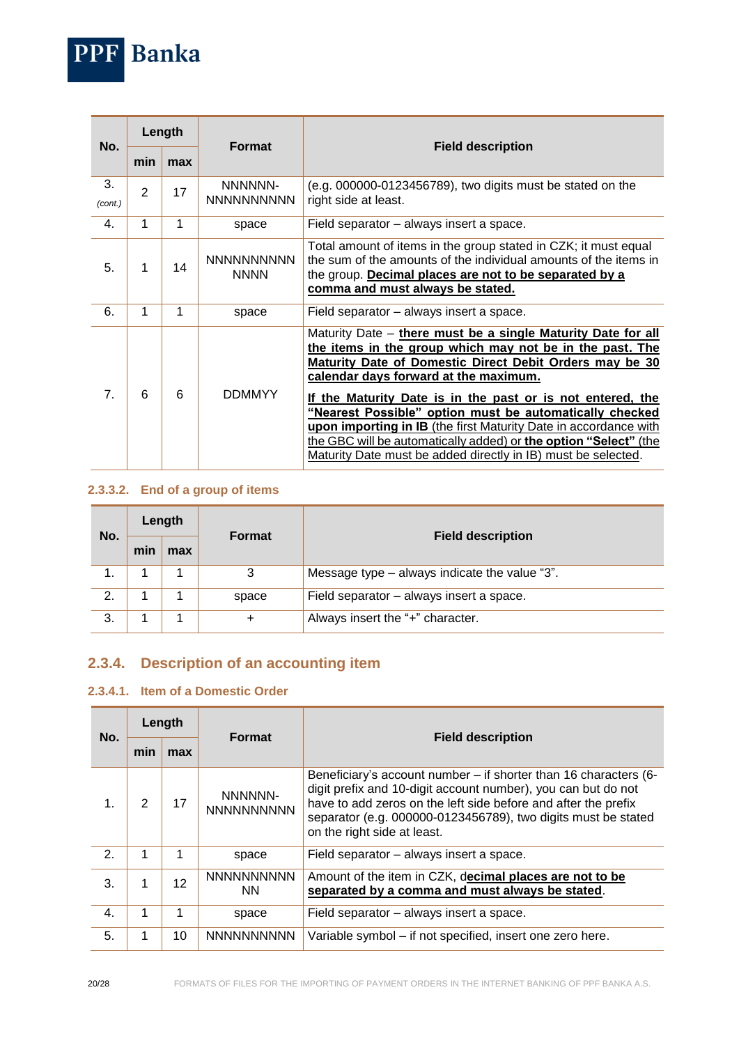| No. | Length | | Format | Field description |
|---|---|---|---|---|
| | min | max | | |
| 3. *(cont.)* | 2 | 17 | NNNNNN-NNNNNNNNNN | (e.g. 000000-0123456789), two digits must be stated on the right side at least. |
| 4. | 1 | 1 | space | Field separator – always insert a space. |
| 5. | 1 | 14 | NNNNNNNNNNNNNN | Total amount of items in the group stated in CZK; it must equal the sum of the amounts of the individual amounts of the items in the group. **Decimal places are not to be separated by a comma and must always be stated.** |
| 6. | 1 | 1 | space | Field separator – always insert a space. |
| 7. | 6 | 6 | DDMMYY | Maturity Date – **there must be a single Maturity Date for all the items in the group which may not be in the past. The Maturity Date of Domestic Direct Debit Orders may be 30 calendar days forward at the maximum.** **If the Maturity Date is in the past or is not entered, the "Nearest Possible" option must be automatically checked upon importing in IB** (the first Maturity Date in accordance with the GBC will be automatically added) or **the option "Select"** (the Maturity Date must be added directly in IB) must be selected. |

#### 2.3.3.2. End of a group of items

| No. | Length | | Format | Field description |
|---|---|---|---|---|
| | min | max | | |
| 1. | 1 | 1 | 3 | Message type – always indicate the value "3". |
| 2. | 1 | 1 | space | Field separator – always insert a space. |
| 3. | 1 | 1 | + | Always insert the "+" character. |

### 2.3.4. Description of an accounting item

#### 2.3.4.1. Item of a Domestic Order

| No. | Length | | Format | Field description |
|---|---|---|---|---|
| | min | max | | |
| 1. | 2 | 17 | NNNNNN-NNNNNNNNNN | Beneficiary's account number – if shorter than 16 characters (6-digit prefix and 10-digit account number), you can but do not have to add zeros on the left side before and after the prefix separator (e.g. 000000-0123456789), two digits must be stated on the right side at least. |
| 2. | 1 | 1 | space | Field separator – always insert a space. |
| 3. | 1 | 12 | NNNNNNNNNNNN | Amount of the item in CZK, **decimal places are not to be separated by a comma and must always be stated**. |
| 4. | 1 | 1 | space | Field separator – always insert a space. |
| 5. | 1 | 10 | NNNNNNNNNN | Variable symbol – if not specified, insert one zero here. |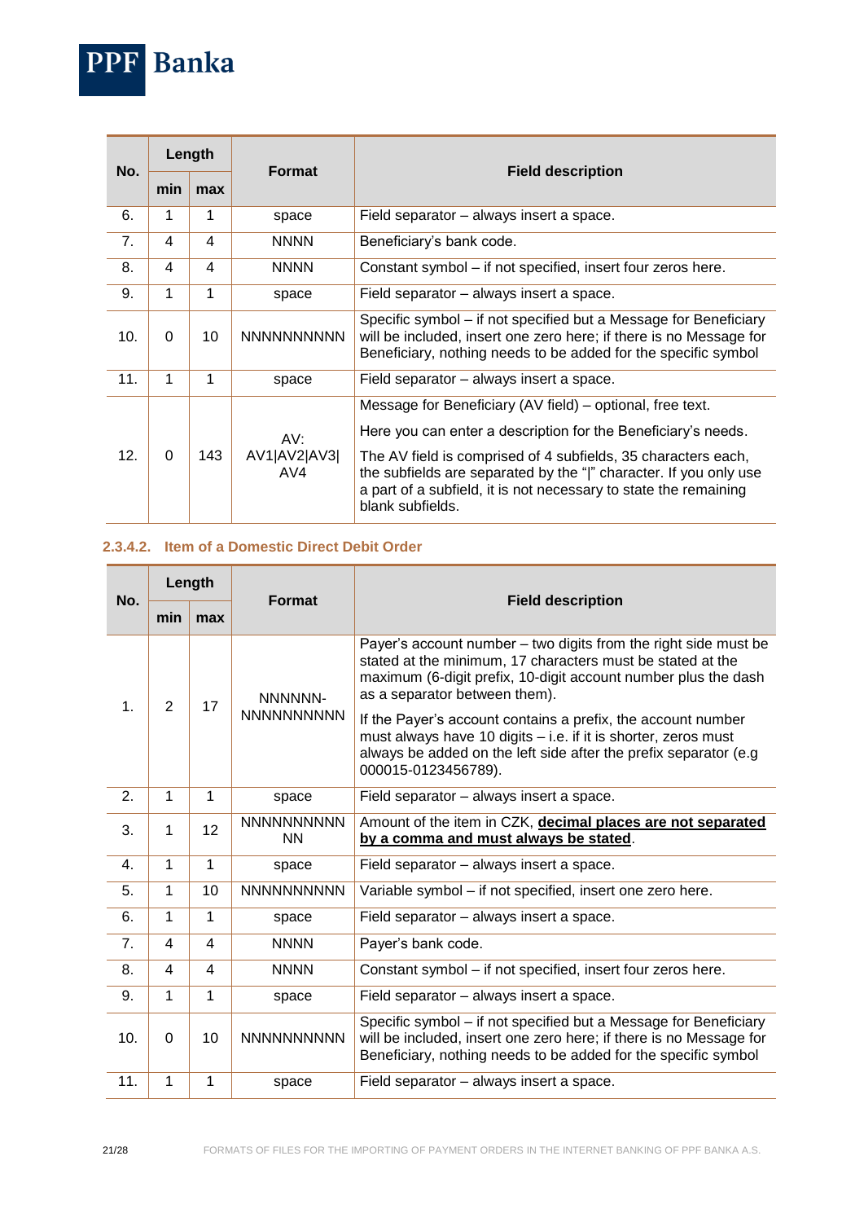| No. | Length | | Format | Field description |
|---|---|---|---|---|
| | min | max | | |
| 6. | 1 | 1 | space | Field separator – always insert a space. |
| 7. | 4 | 4 | NNNN | Beneficiary's bank code. |
| 8. | 4 | 4 | NNNN | Constant symbol – if not specified, insert four zeros here. |
| 9. | 1 | 1 | space | Field separator – always insert a space. |
| 10. | 0 | 10 | NNNNNNNNNN | Specific symbol – if not specified but a Message for Beneficiary will be included, insert one zero here; if there is no Message for Beneficiary, nothing needs to be added for the specific symbol |
| 11. | 1 | 1 | space | Field separator – always insert a space. |
| 12. | 0 | 143 | AV: AV1\|AV2\|AV3\| AV4 | Message for Beneficiary (AV field) – optional, free text. Here you can enter a description for the Beneficiary's needs. The AV field is comprised of 4 subfields, 35 characters each, the subfields are separated by the "\|" character. If you only use a part of a subfield, it is not necessary to state the remaining blank subfields. |

#### 2.3.4.2. Item of a Domestic Direct Debit Order

| No. | Length | | Format | Field description |
|---|---|---|---|---|
| | min | max | | |
| 1. | 2 | 17 | NNNNNN-NNNNNNNNNN | Payer's account number – two digits from the right side must be stated at the minimum, 17 characters must be stated at the maximum (6-digit prefix, 10-digit account number plus the dash as a separator between them). If the Payer's account contains a prefix, the account number must always have 10 digits – i.e. if it is shorter, zeros must always be added on the left side after the prefix separator (e.g 000015-0123456789). |
| 2. | 1 | 1 | space | Field separator – always insert a space. |
| 3. | 1 | 12 | NNNNNNNNNNNN | Amount of the item in CZK, **decimal places are not separated by a comma and must always be stated**. |
| 4. | 1 | 1 | space | Field separator – always insert a space. |
| 5. | 1 | 10 | NNNNNNNNNN | Variable symbol – if not specified, insert one zero here. |
| 6. | 1 | 1 | space | Field separator – always insert a space. |
| 7. | 4 | 4 | NNNN | Payer's bank code. |
| 8. | 4 | 4 | NNNN | Constant symbol – if not specified, insert four zeros here. |
| 9. | 1 | 1 | space | Field separator – always insert a space. |
| 10. | 0 | 10 | NNNNNNNNNN | Specific symbol – if not specified but a Message for Beneficiary will be included, insert one zero here; if there is no Message for Beneficiary, nothing needs to be added for the specific symbol |
| 11. | 1 | 1 | space | Field separator – always insert a space. |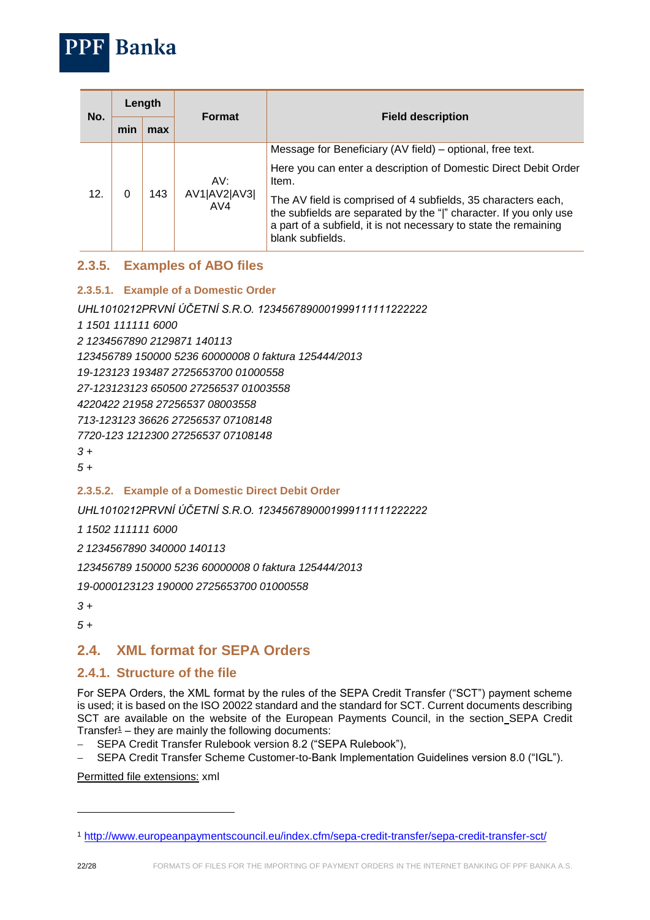| No. | Length | | Format | Field description |
|---|---|---|---|---|
| | min | max | | |
| 12. | 0 | 143 | AV: AV1\|AV2\|AV3\|AV4 | Message for Beneficiary (AV field) – optional, free text.<br>Here you can enter a description of Domestic Direct Debit Order Item.<br>The AV field is comprised of 4 subfields, 35 characters each, the subfields are separated by the "\|" character. If you only use a part of a subfield, it is not necessary to state the remaining blank subfields. |

### 2.3.5. Examples of ABO files

#### 2.3.5.1. Example of a Domestic Order

*UHL1010212PRVNÍ ÚČETNÍ S.R.O. 1234567890001999111111222222*
*1 1501 111111 6000*
*2 1234567890 2129871 140113*
*123456789 150000 5236 60000008 0 faktura 125444/2013*
*19-123123 193487 2725653700 01000558*
*27-123123123 650500 27256537 01003558*
*4220422 21958 27256537 08003558*
*713-123123 36626 27256537 07108148*
*7720-123 1212300 27256537 07108148*
*3 +*
*5 +*

#### 2.3.5.2. Example of a Domestic Direct Debit Order

*UHL1010212PRVNÍ ÚČETNÍ S.R.O. 1234567890001999111111222222*

*1 1502 111111 6000*

*2 1234567890 340000 140113*

*123456789 150000 5236 60000008 0 faktura 125444/2013*

*19-0000123123 190000 2725653700 01000558*

*3 +*

*5 +*

## 2.4. XML format for SEPA Orders

### 2.4.1. Structure of the file

For SEPA Orders, the XML format by the rules of the SEPA Credit Transfer ("SCT") payment scheme is used; it is based on the ISO 20022 standard and the standard for SCT. Current documents describing SCT are available on the website of the European Payments Council, in the section SEPA Credit Transfer[1] – they are mainly the following documents:

- SEPA Credit Transfer Rulebook version 8.2 ("SEPA Rulebook"),
- SEPA Credit Transfer Scheme Customer-to-Bank Implementation Guidelines version 8.0 ("IGL").

Permitted file extensions: xml

[1] http://www.europeanpaymentscouncil.eu/index.cfm/sepa-credit-transfer/sepa-credit-transfer-sct/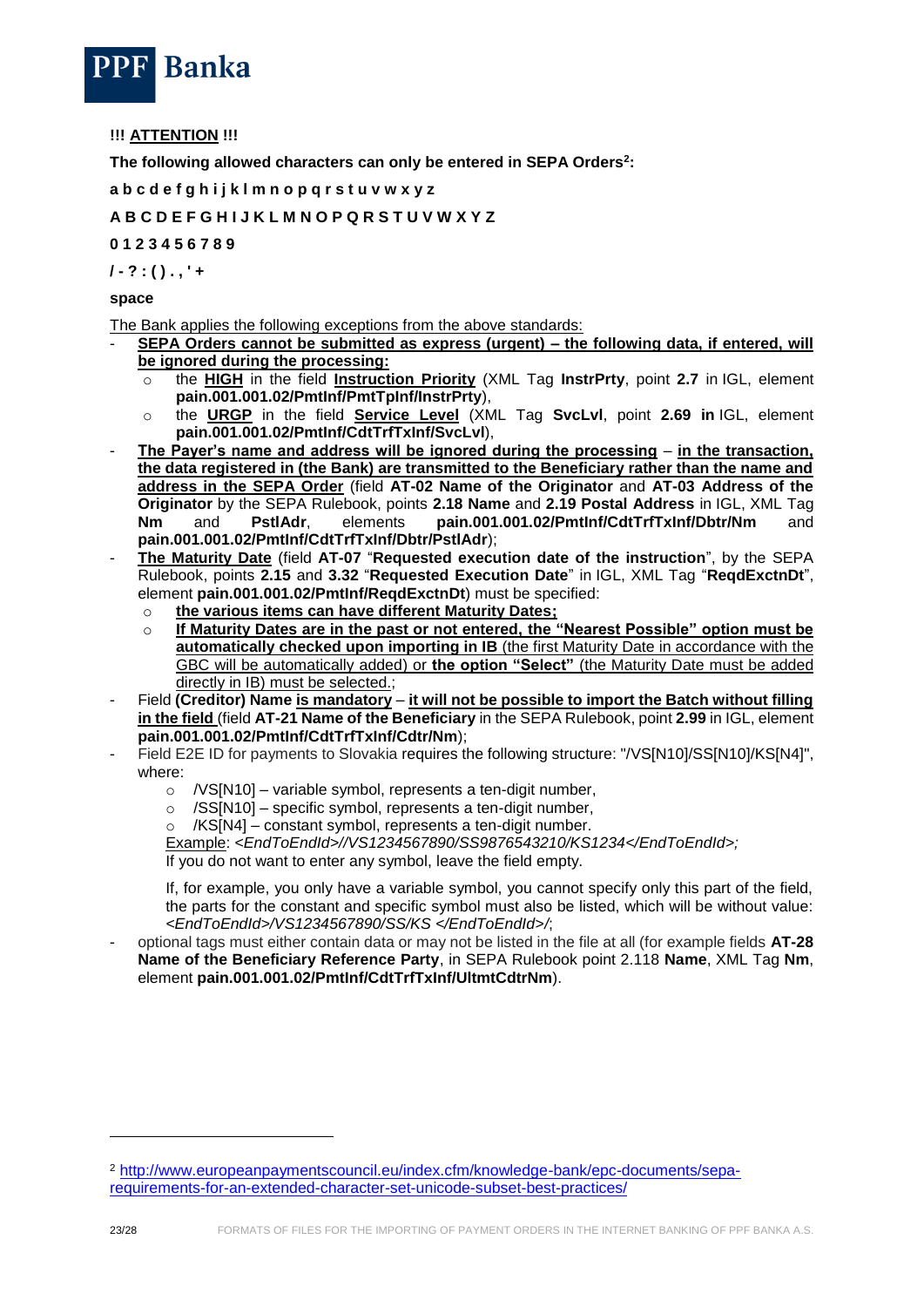**!!! ATTENTION !!!**

**The following allowed characters can only be entered in SEPA Orders[2]:**

**a b c d e f g h i j k l m n o p q r s t u v w x y z**

**A B C D E F G H I J K L M N O P Q R S T U V W X Y Z**

**0 1 2 3 4 5 6 7 8 9**

**/ - ? : ( ) . , ' +**

**space**

The Bank applies the following exceptions from the above standards:

- **SEPA Orders cannot be submitted as express (urgent) – the following data, if entered, will be ignored during the processing:**
  - the **HIGH** in the field **Instruction Priority** (XML Tag **InstrPrty**, point **2.7** in IGL, element **pain.001.001.02/PmtInf/PmtTpInf/InstrPrty**),
  - the **URGP** in the field **Service Level** (XML Tag **SvcLvl**, point **2.69 in** IGL, element **pain.001.001.02/PmtInf/CdtTrfTxInf/SvcLvl**),
- **The Payer's name and address will be ignored during the processing** – **in the transaction, the data registered in (the Bank) are transmitted to the Beneficiary rather than the name and address in the SEPA Order** (field **AT-02 Name of the Originator** and **AT-03 Address of the Originator** by the SEPA Rulebook, points **2.18 Name** and **2.19 Postal Address** in IGL, XML Tag **Nm** and **PstlAdr**, elements **pain.001.001.02/PmtInf/CdtTrfTxInf/Dbtr/Nm** and **pain.001.001.02/PmtInf/CdtTrfTxInf/Dbtr/PstlAdr**);
- **The Maturity Date** (field **AT-07** "**Requested execution date of the instruction**", by the SEPA Rulebook, points **2.15** and **3.32** "**Requested Execution Date**" in IGL, XML Tag "**ReqdExctnDt**", element **pain.001.001.02/PmtInf/ReqdExctnDt**) must be specified:
  - **the various items can have different Maturity Dates;**
  - **If Maturity Dates are in the past or not entered, the "Nearest Possible" option must be automatically checked upon importing in IB** (the first Maturity Date in accordance with the GBC will be automatically added) or **the option "Select"** (the Maturity Date must be added directly in IB) must be selected.;
- Field **(Creditor) Name is mandatory** – **it will not be possible to import the Batch without filling in the field** (field **AT-21 Name of the Beneficiary** in the SEPA Rulebook, point **2.99** in IGL, element **pain.001.001.02/PmtInf/CdtTrfTxInf/Cdtr/Nm**);
- Field E2E ID for payments to Slovakia requires the following structure: "/VS[N10]/SS[N10]/KS[N4]", where:
  - /VS[N10] – variable symbol, represents a ten-digit number,
  - /SS[N10] – specific symbol, represents a ten-digit number,
  - /KS[N4] – constant symbol, represents a ten-digit number.

  Example: *<EndToEndId>//VS1234567890/SS9876543210/KS1234</EndToEndId>;*
  If you do not want to enter any symbol, leave the field empty.

  If, for example, you only have a variable symbol, you cannot specify only this part of the field, the parts for the constant and specific symbol must also be listed, which will be without value: *<EndToEndId>/VS1234567890/SS/KS </EndToEndId>/*;
- optional tags must either contain data or may not be listed in the file at all (for example fields **AT-28 Name of the Beneficiary Reference Party**, in SEPA Rulebook point 2.118 **Name**, XML Tag **Nm**, element **pain.001.001.02/PmtInf/CdtTrfTxInf/UltmtCdtrNm**).

---

[2] http://www.europeanpaymentscouncil.eu/index.cfm/knowledge-bank/epc-documents/sepa-requirements-for-an-extended-character-set-unicode-subset-best-practices/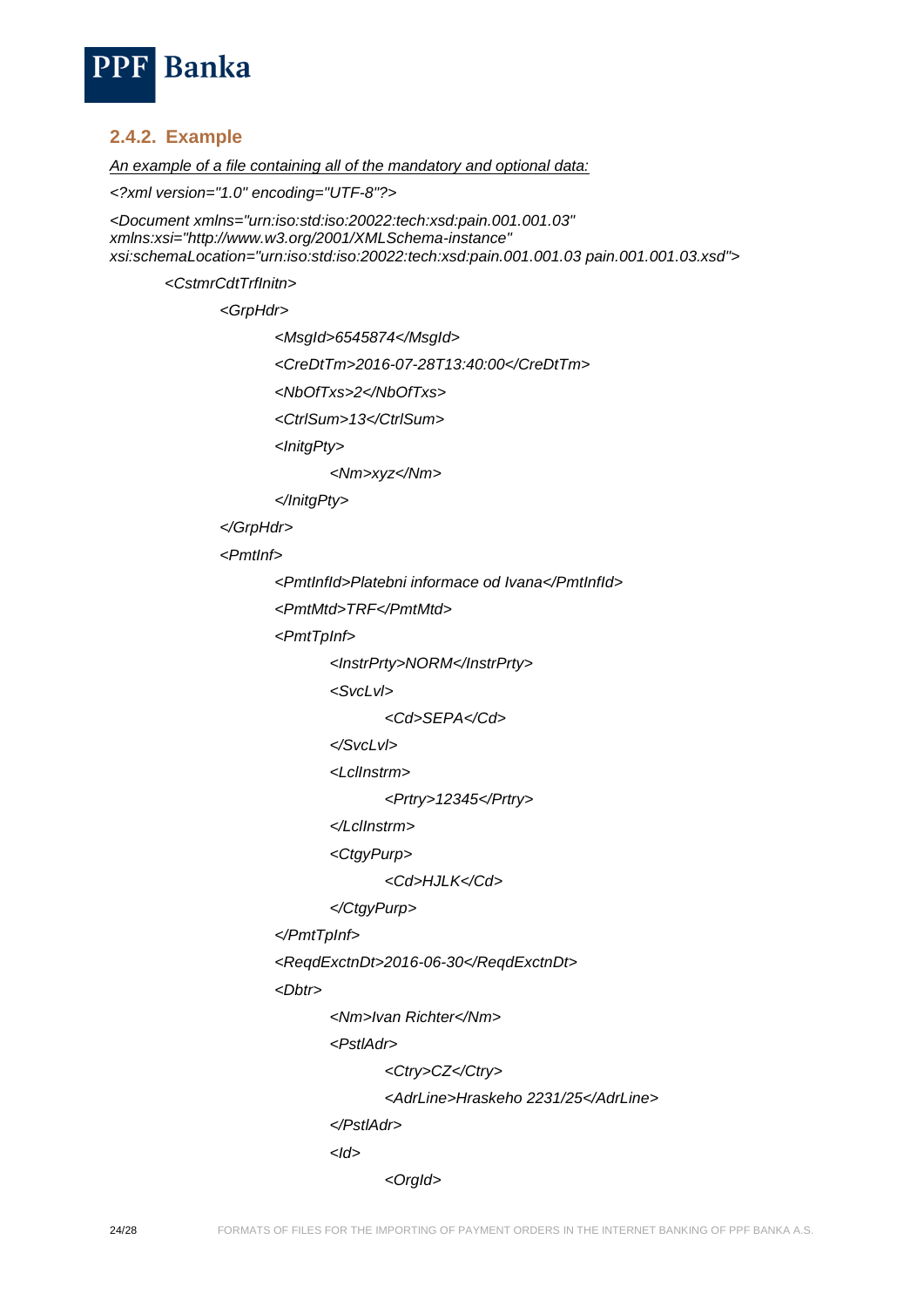### 2.4.2. Example

*An example of a file containing all of the mandatory and optional data:*

```
<?xml version="1.0" encoding="UTF-8"?>
<Document xmlns="urn:iso:std:iso:20022:tech:xsd:pain.001.001.03"
xmlns:xsi="http://www.w3.org/2001/XMLSchema-instance"
xsi:schemaLocation="urn:iso:std:iso:20022:tech:xsd:pain.001.001.03 pain.001.001.03.xsd">
    <CstmrCdtTrfInitn>
        <GrpHdr>
            <MsgId>6545874</MsgId>
            <CreDtTm>2016-07-28T13:40:00</CreDtTm>
            <NbOfTxs>2</NbOfTxs>
            <CtrlSum>13</CtrlSum>
            <InitgPty>
                <Nm>xyz</Nm>
            </InitgPty>
        </GrpHdr>
        <PmtInf>
            <PmtInfId>Platebni informace od Ivana</PmtInfId>
            <PmtMtd>TRF</PmtMtd>
            <PmtTpInf>
                <InstrPrty>NORM</InstrPrty>
                <SvcLvl>
                    <Cd>SEPA</Cd>
                </SvcLvl>
                <LclInstrm>
                    <Prtry>12345</Prtry>
                </LclInstrm>
                <CtgyPurp>
                    <Cd>HJLK</Cd>
                </CtgyPurp>
            </PmtTpInf>
            <ReqdExctnDt>2016-06-30</ReqdExctnDt>
            <Dbtr>
                <Nm>Ivan Richter</Nm>
                <PstlAdr>
                    <Ctry>CZ</Ctry>
                    <AdrLine>Hraskeho 2231/25</AdrLine>
                </PstlAdr>
                <Id>
                    <OrgId>
```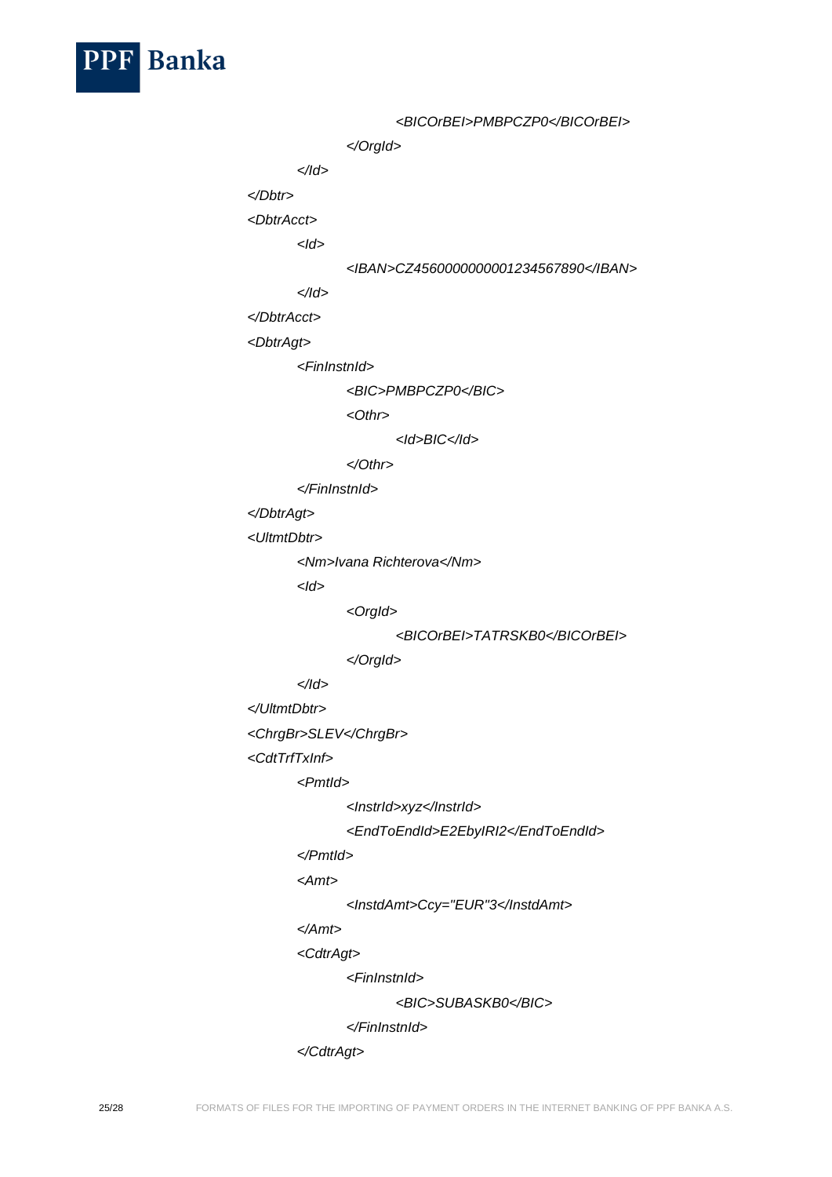```
                        <BICOrBEI>PMBPCZP0</BICOrBEI>
                    </OrgId>
                </Id>
            </Dbtr>
            <DbtrAcct>
                <Id>
                    <IBAN>CZ4560000000001234567890</IBAN>
                </Id>
            </DbtrAcct>
            <DbtrAgt>
                <FinInstnId>
                    <BIC>PMBPCZP0</BIC>
                    <Othr>
                        <Id>BIC</Id>
                    </Othr>
                </FinInstnId>
            </DbtrAgt>
            <UltmtDbtr>
                <Nm>Ivana Richterova</Nm>
                <Id>
                    <OrgId>
                        <BICOrBEI>TATRSKB0</BICOrBEI>
                    </OrgId>
                </Id>
            </UltmtDbtr>
            <ChrgBr>SLEV</ChrgBr>
            <CdtTrfTxInf>
                <PmtId>
                    <InstrId>xyz</InstrId>
                    <EndToEndId>E2EbyIRI2</EndToEndId>
                </PmtId>
                <Amt>
                    <InstdAmt>Ccy="EUR"3</InstdAmt>
                </Amt>
                <CdtrAgt>
                    <FinInstnId>
                        <BIC>SUBASKB0</BIC>
                    </FinInstnId>
                </CdtrAgt>
```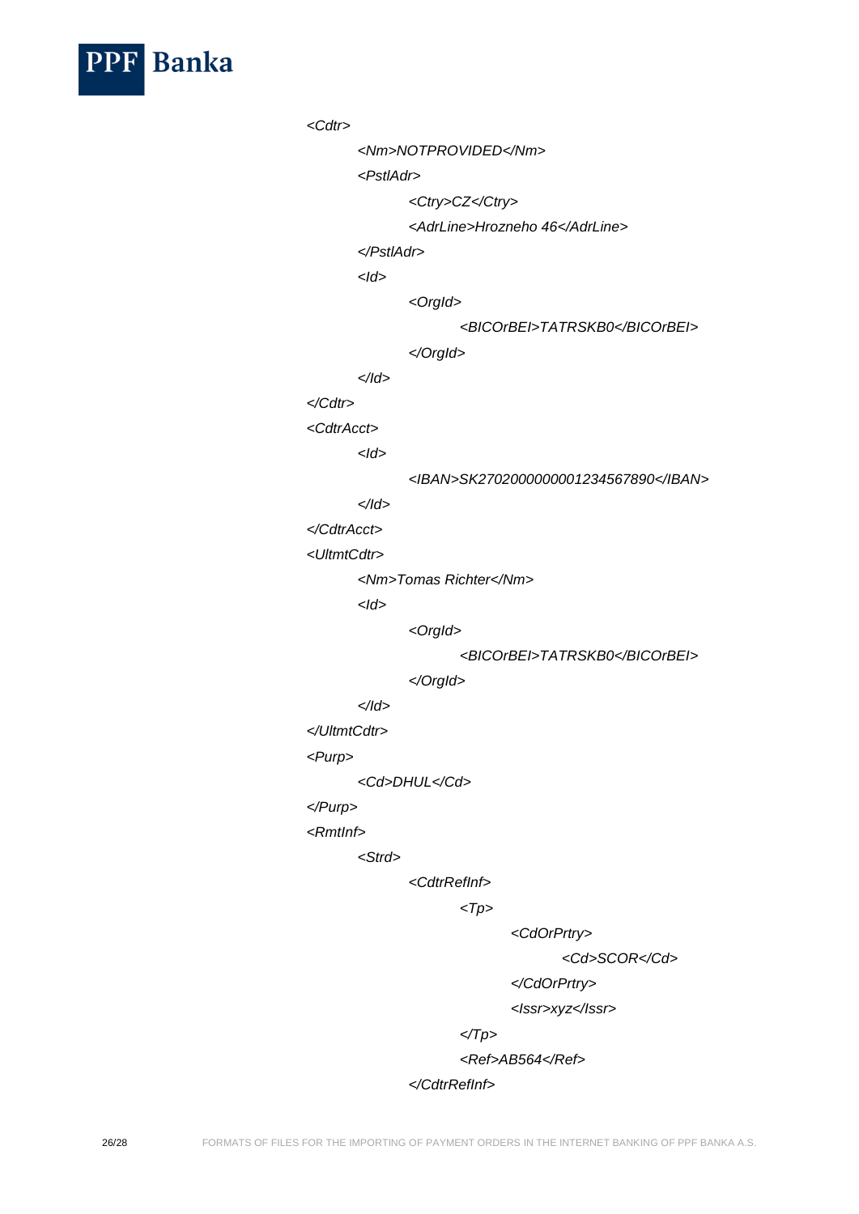```xml
<Cdtr>
	<Nm>NOTPROVIDED</Nm>
	<PstlAdr>
		<Ctry>CZ</Ctry>
		<AdrLine>Hrozneho 46</AdrLine>
	</PstlAdr>
	<Id>
		<OrgId>
			<BICOrBEI>TATRSKB0</BICOrBEI>
		</OrgId>
	</Id>
</Cdtr>
<CdtrAcct>
	<Id>
		<IBAN>SK2702000000001234567890</IBAN>
	</Id>
</CdtrAcct>
<UltmtCdtr>
	<Nm>Tomas Richter</Nm>
	<Id>
		<OrgId>
			<BICOrBEI>TATRSKB0</BICOrBEI>
		</OrgId>
	</Id>
</UltmtCdtr>
<Purp>
	<Cd>DHUL</Cd>
</Purp>
<RmtInf>
	<Strd>
		<CdtrRefInf>
			<Tp>
				<CdOrPrtry>
					<Cd>SCOR</Cd>
				</CdOrPrtry>
				<Issr>xyz</Issr>
			</Tp>
			<Ref>AB564</Ref>
		</CdtrRefInf>
```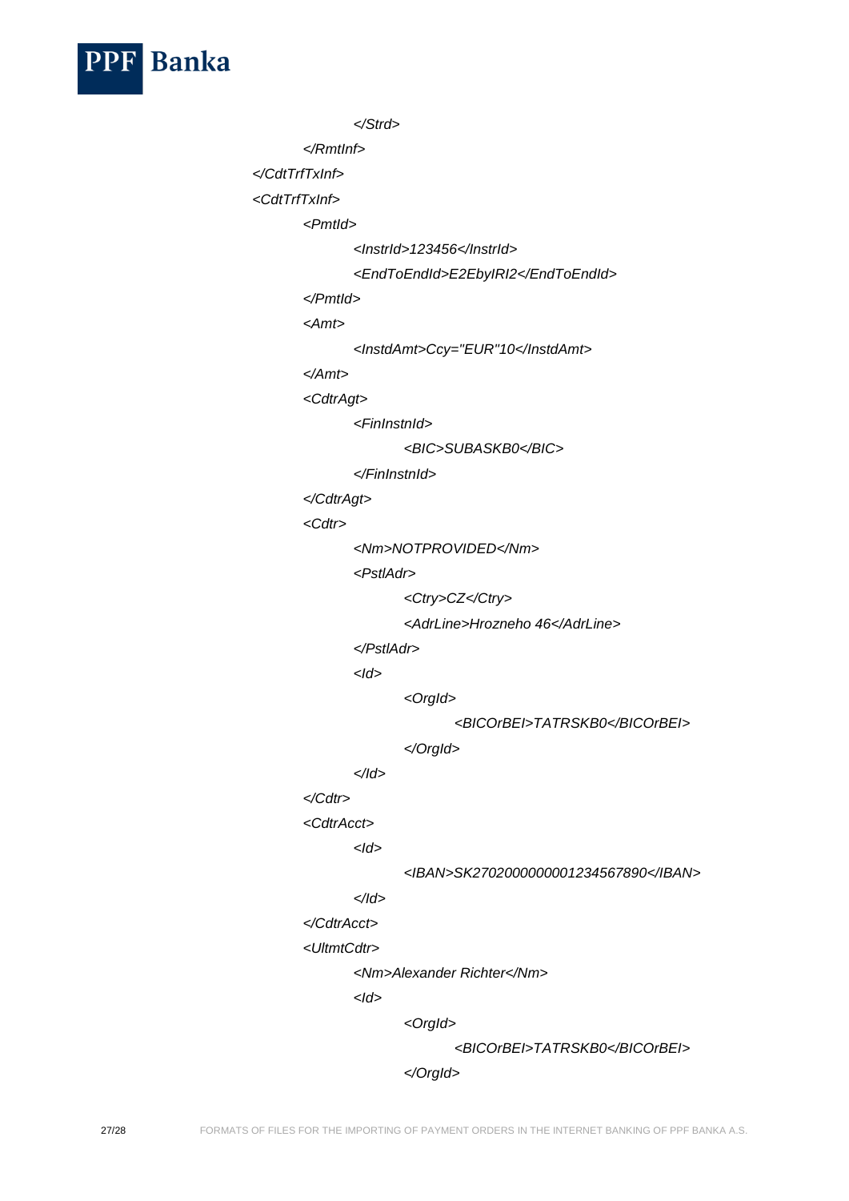```
                </Strd>
            </RmtInf>
        </CdtTrfTxInf>
        <CdtTrfTxInf>
            <PmtId>
                <InstrId>123456</InstrId>
                <EndToEndId>E2EbyIRI2</EndToEndId>
            </PmtId>
            <Amt>
                <InstdAmt>Ccy="EUR"10</InstdAmt>
            </Amt>
            <CdtrAgt>
                <FinInstnId>
                    <BIC>SUBASKB0</BIC>
                </FinInstnId>
            </CdtrAgt>
            <Cdtr>
                <Nm>NOTPROVIDED</Nm>
                <PstlAdr>
                    <Ctry>CZ</Ctry>
                    <AdrLine>Hrozneho 46</AdrLine>
                </PstlAdr>
                <Id>
                    <OrgId>
                        <BICOrBEI>TATRSKB0</BICOrBEI>
                    </OrgId>
                </Id>
            </Cdtr>
            <CdtrAcct>
                <Id>
                    <IBAN>SK2702000000001234567890</IBAN>
                </Id>
            </CdtrAcct>
            <UltmtCdtr>
                <Nm>Alexander Richter</Nm>
                <Id>
                    <OrgId>
                        <BICOrBEI>TATRSKB0</BICOrBEI>
                    </OrgId>
```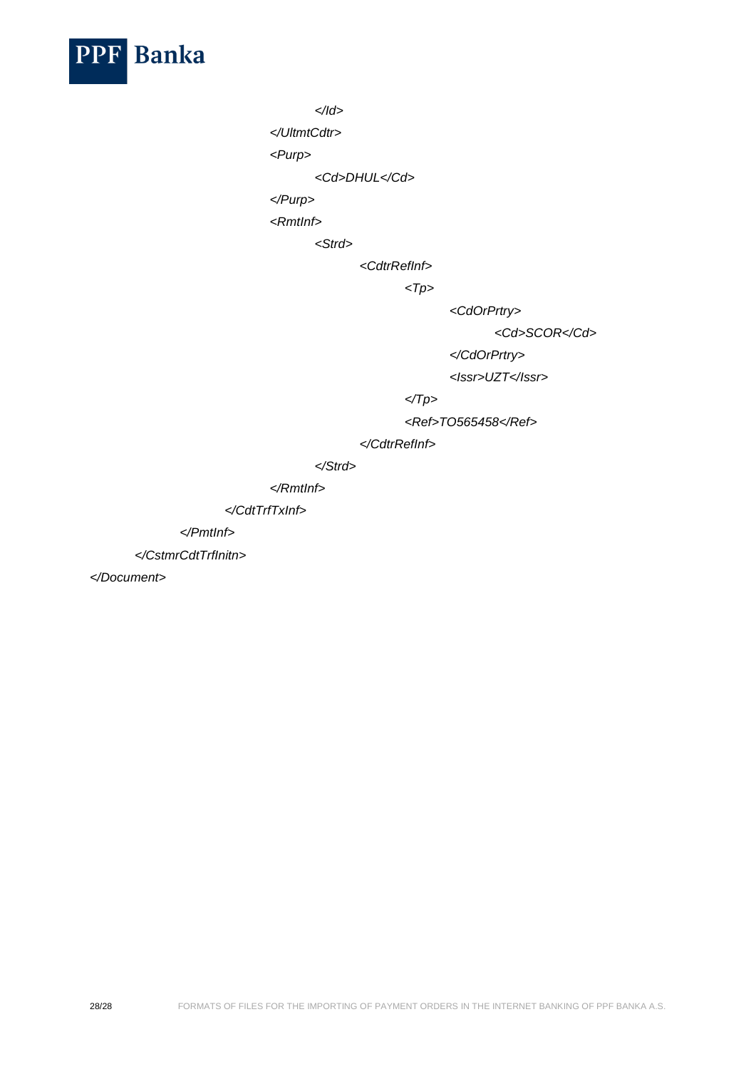```
                        </Id>
                    </UltmtCdtr>
                    <Purp>
                        <Cd>DHUL</Cd>
                    </Purp>
                    <RmtInf>
                        <Strd>
                            <CdtrRefInf>
                                <Tp>
                                    <CdOrPrtry>
                                        <Cd>SCOR</Cd>
                                    </CdOrPrtry>
                                    <Issr>UZT</Issr>
                                </Tp>
                                <Ref>TO565458</Ref>
                            </CdtrRefInf>
                        </Strd>
                    </RmtInf>
                </CdtTrfTxInf>
            </PmtInf>
        </CstmrCdtTrfInitn>
</Document>
```